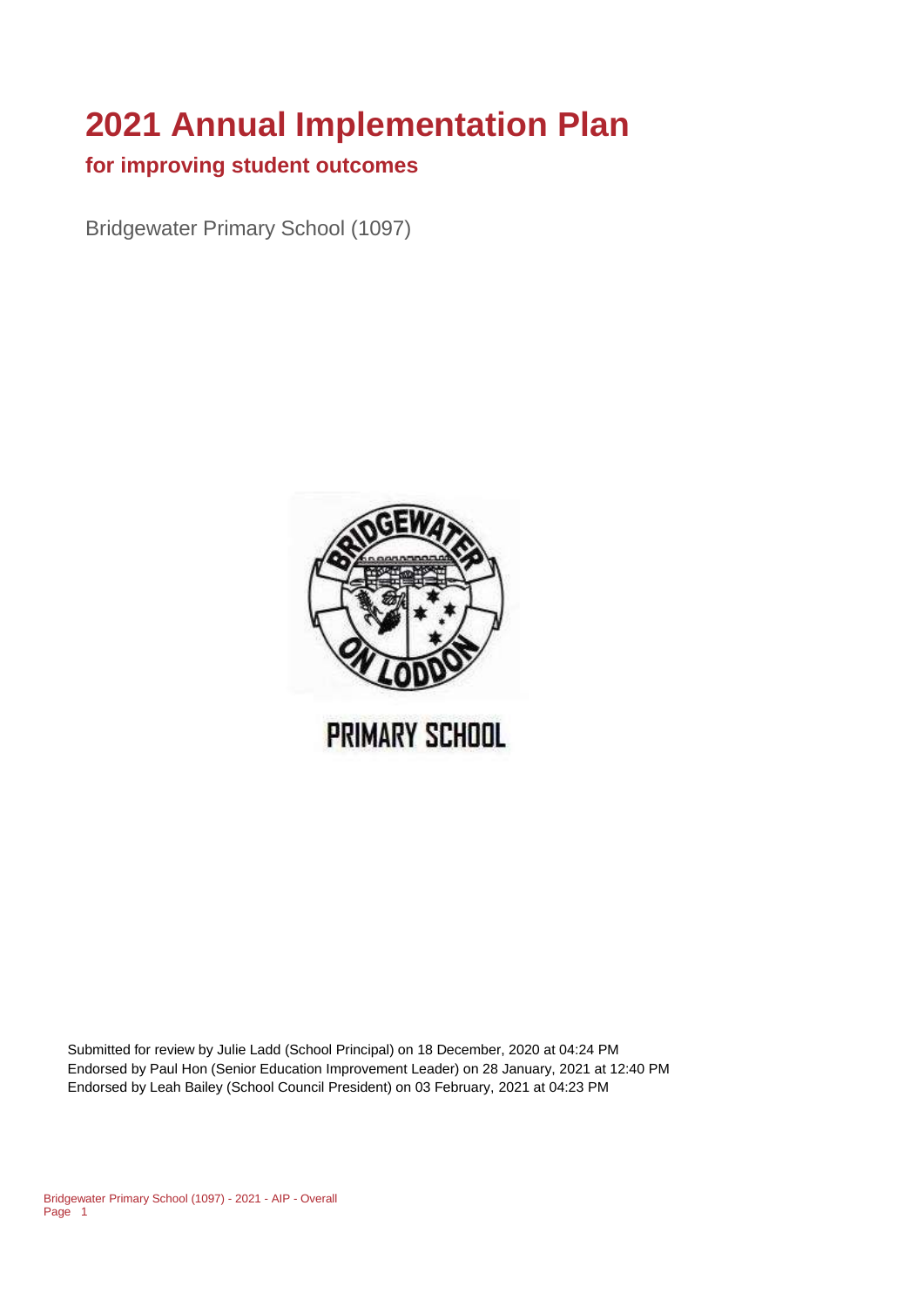# 2021 Annual Implementation Plan

## for improving student outcomes

Bridgewater Primary School (1097)

Submitted for review by Julie Ladd (School Principal) on 18 December, 2020 at 04:24 PM
Endorsed by Paul Hon (Senior Education Improvement Leader) on 28 January, 2021 at 12:40 PM
Endorsed by Leah Bailey (School Council President) on 03 February, 2021 at 04:23 PM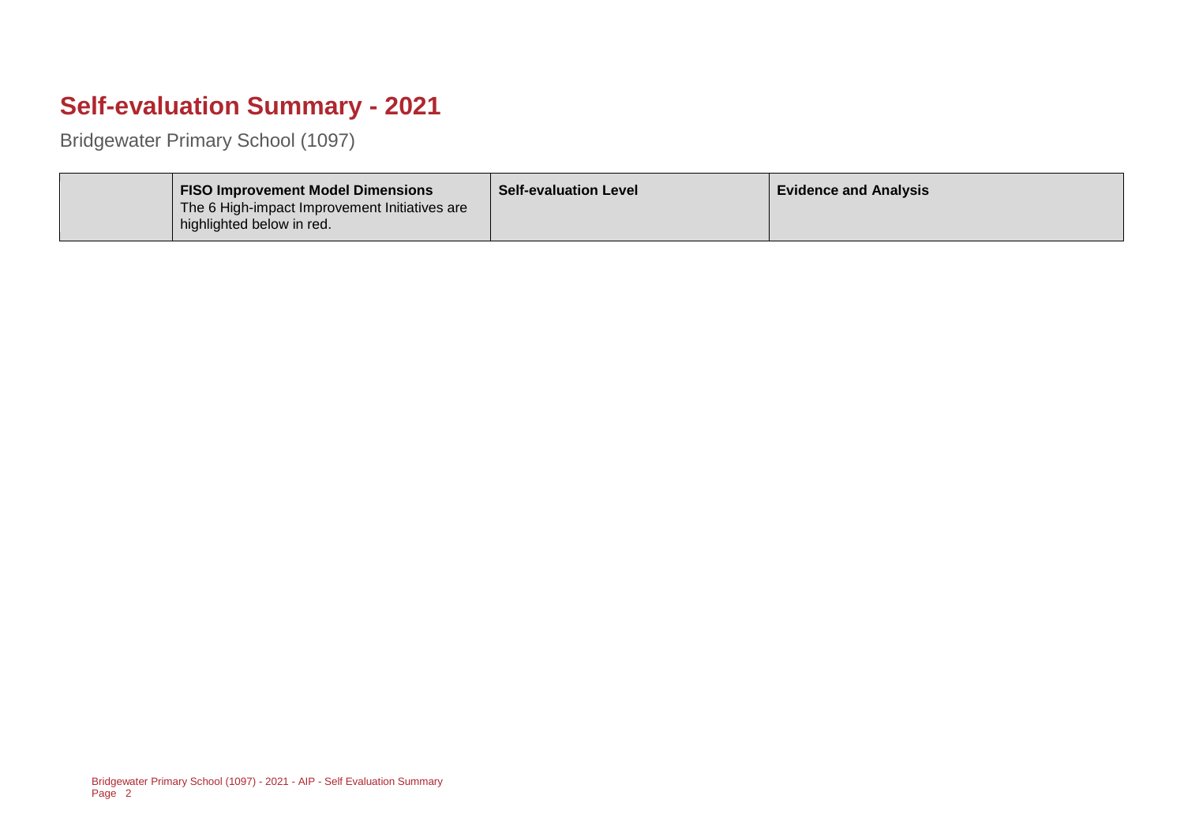# Self-evaluation Summary - 2021

Bridgewater Primary School (1097)

| | **FISO Improvement Model Dimensions** The 6 High-impact Improvement Initiatives are highlighted below in red. | **Self-evaluation Level** | **Evidence and Analysis** |
|---|---|---|---|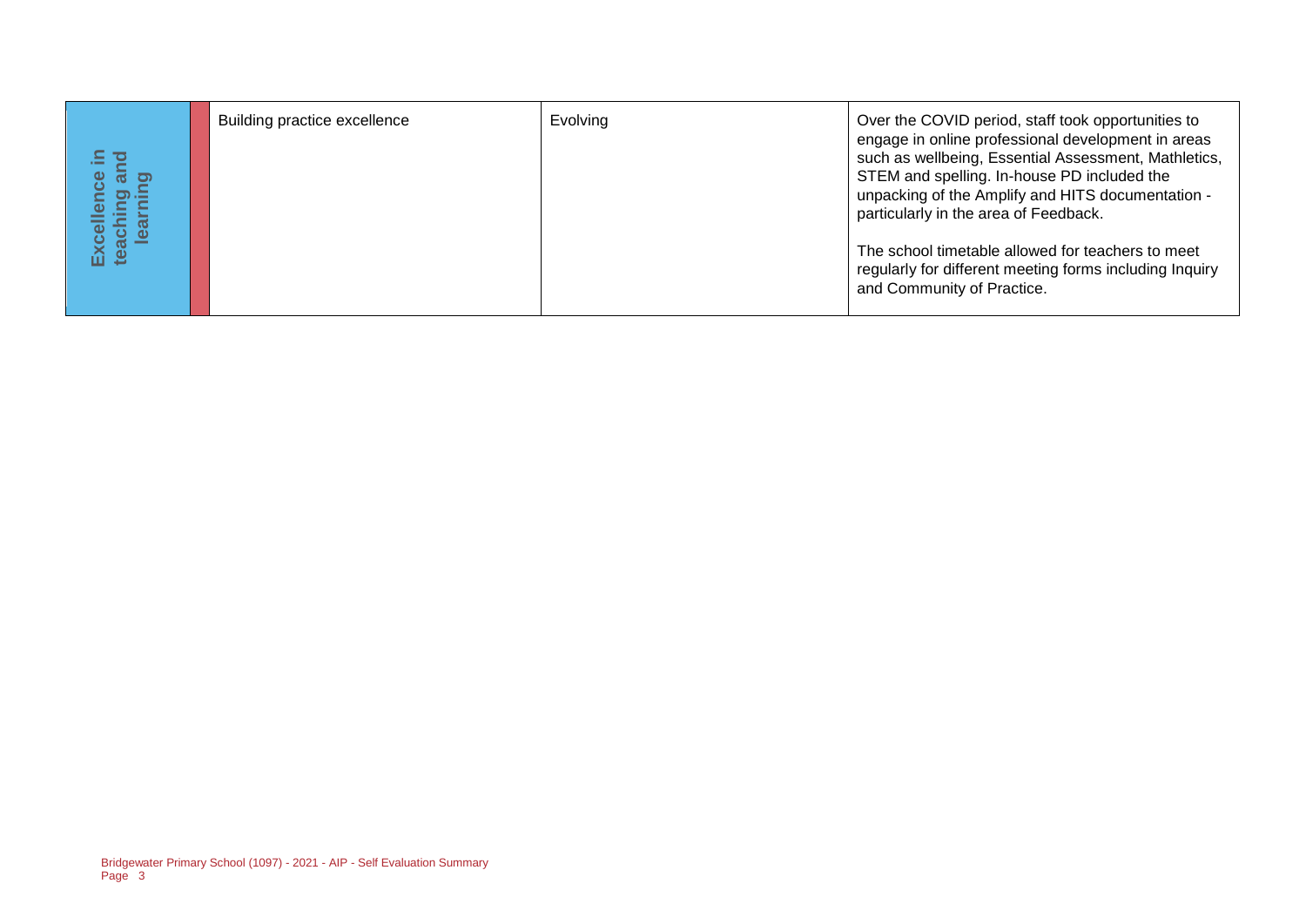| | Building practice excellence | Evolving | Over the COVID period, staff took opportunities to engage in online professional development in areas such as wellbeing, Essential Assessment, Mathletics, STEM and spelling. In-house PD included the unpacking of the Amplify and HITS documentation - particularly in the area of Feedback.<br><br>The school timetable allowed for teachers to meet regularly for different meeting forms including Inquiry and Community of Practice. |
|---|---|---|---|
| **Excellence in teaching and learning** | | | |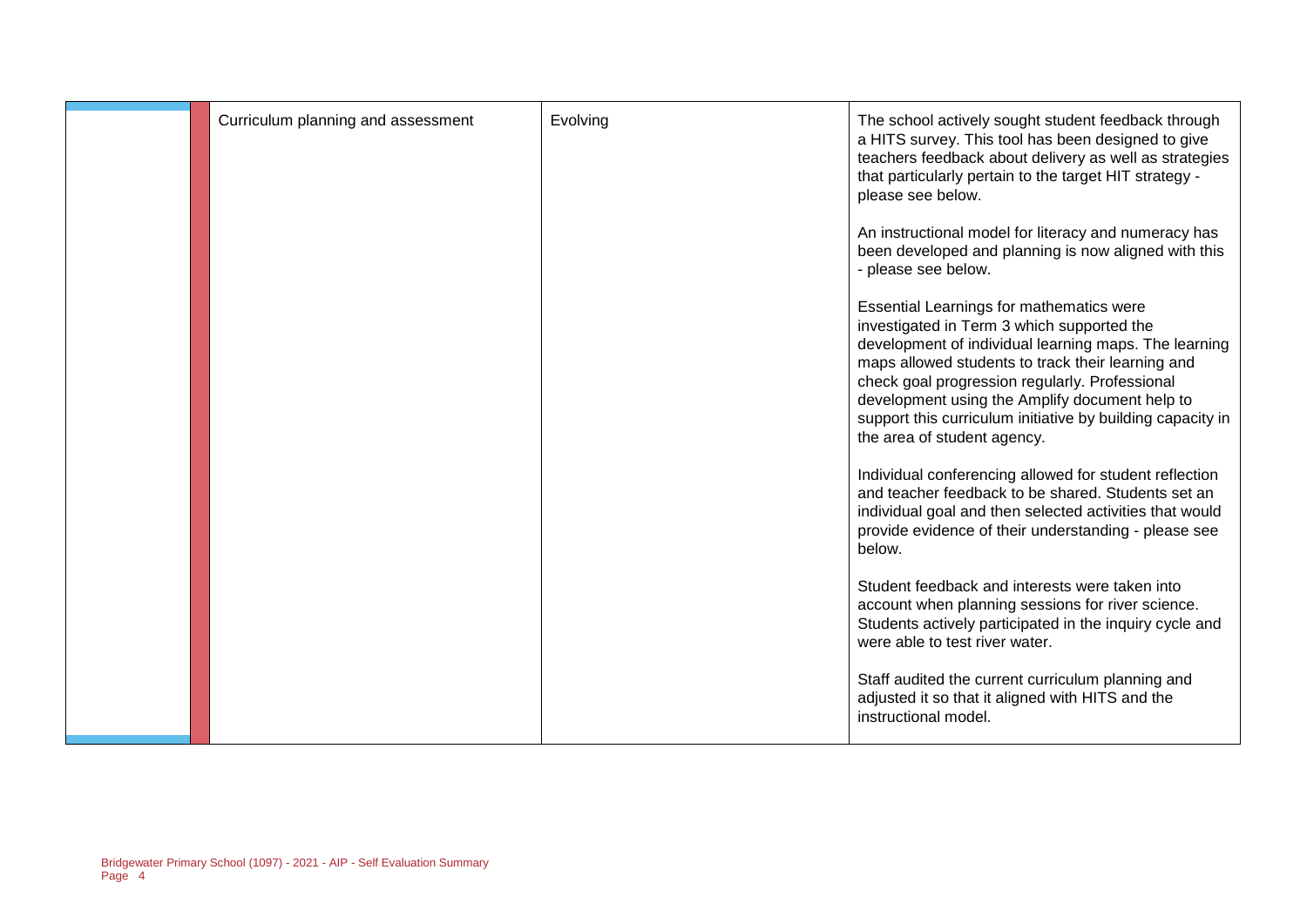| | | | |
|---|---|---|---|
| | Curriculum planning and assessment | Evolving | The school actively sought student feedback through a HITS survey. This tool has been designed to give teachers feedback about delivery as well as strategies that particularly pertain to the target HIT strategy - please see below.<br><br>An instructional model for literacy and numeracy has been developed and planning is now aligned with this - please see below.<br><br>Essential Learnings for mathematics were investigated in Term 3 which supported the development of individual learning maps. The learning maps allowed students to track their learning and check goal progression regularly. Professional development using the Amplify document help to support this curriculum initiative by building capacity in the area of student agency.<br><br>Individual conferencing allowed for student reflection and teacher feedback to be shared. Students set an individual goal and then selected activities that would provide evidence of their understanding - please see below.<br><br>Student feedback and interests were taken into account when planning sessions for river science. Students actively participated in the inquiry cycle and were able to test river water.<br><br>Staff audited the current curriculum planning and adjusted it so that it aligned with HITS and the instructional model. |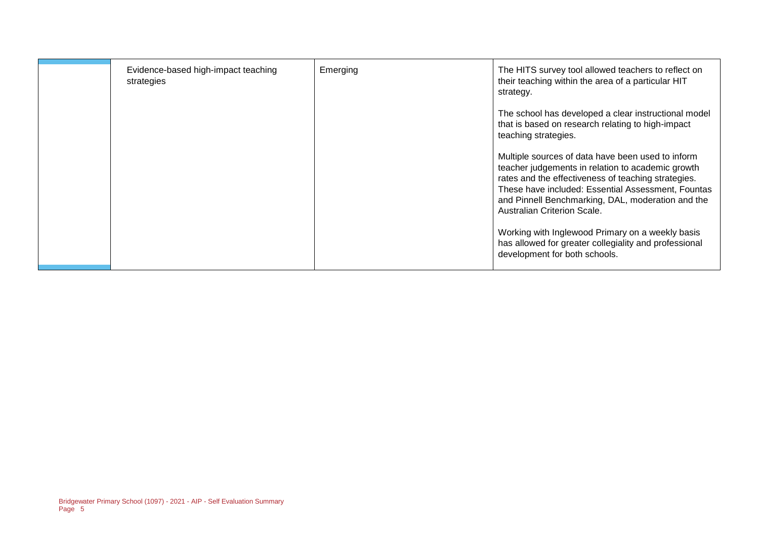|  | Evidence-based high-impact teaching strategies | Emerging | The HITS survey tool allowed teachers to reflect on their teaching within the area of a particular HIT strategy.<br><br>The school has developed a clear instructional model that is based on research relating to high-impact teaching strategies.<br><br>Multiple sources of data have been used to inform teacher judgements in relation to academic growth rates and the effectiveness of teaching strategies. These have included: Essential Assessment, Fountas and Pinnell Benchmarking, DAL, moderation and the Australian Criterion Scale.<br><br>Working with Inglewood Primary on a weekly basis has allowed for greater collegiality and professional development for both schools. |
|---|---|---|---|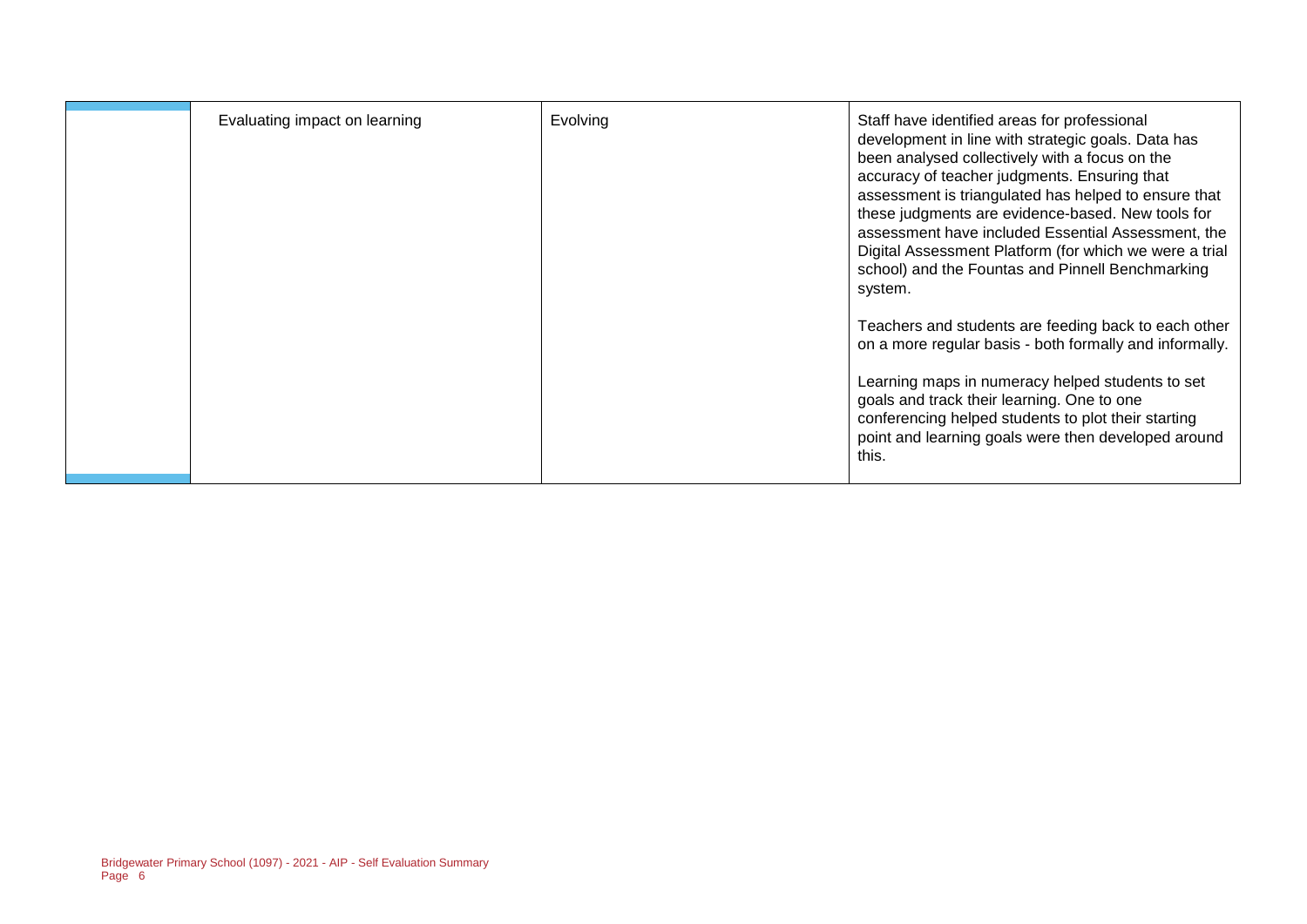| | | | |
|---|---|---|---|
| | Evaluating impact on learning | Evolving | Staff have identified areas for professional development in line with strategic goals. Data has been analysed collectively with a focus on the accuracy of teacher judgments. Ensuring that assessment is triangulated has helped to ensure that these judgments are evidence-based. New tools for assessment have included Essential Assessment, the Digital Assessment Platform (for which we were a trial school) and the Fountas and Pinnell Benchmarking system.<br><br>Teachers and students are feeding back to each other on a more regular basis - both formally and informally.<br><br>Learning maps in numeracy helped students to set goals and track their learning. One to one conferencing helped students to plot their starting point and learning goals were then developed around this. |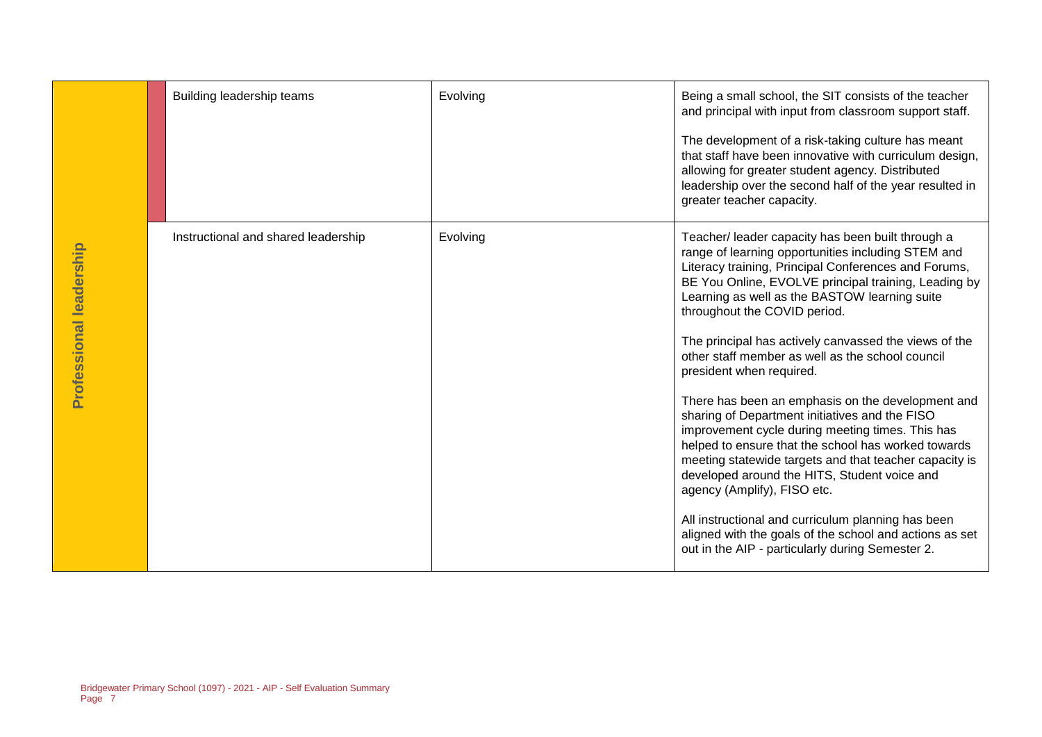| | | | |
|---|---|---|---|
| Professional leadership | Building leadership teams | Evolving | Being a small school, the SIT consists of the teacher and principal with input from classroom support staff.<br><br>The development of a risk-taking culture has meant that staff have been innovative with curriculum design, allowing for greater student agency. Distributed leadership over the second half of the year resulted in greater teacher capacity. |
| | Instructional and shared leadership | Evolving | Teacher/ leader capacity has been built through a range of learning opportunities including STEM and Literacy training, Principal Conferences and Forums, BE You Online, EVOLVE principal training, Leading by Learning as well as the BASTOW learning suite throughout the COVID period.<br><br>The principal has actively canvassed the views of the other staff member as well as the school council president when required.<br><br>There has been an emphasis on the development and sharing of Department initiatives and the FISO improvement cycle during meeting times. This has helped to ensure that the school has worked towards meeting statewide targets and that teacher capacity is developed around the HITS, Student voice and agency (Amplify), FISO etc.<br><br>All instructional and curriculum planning has been aligned with the goals of the school and actions as set out in the AIP - particularly during Semester 2. |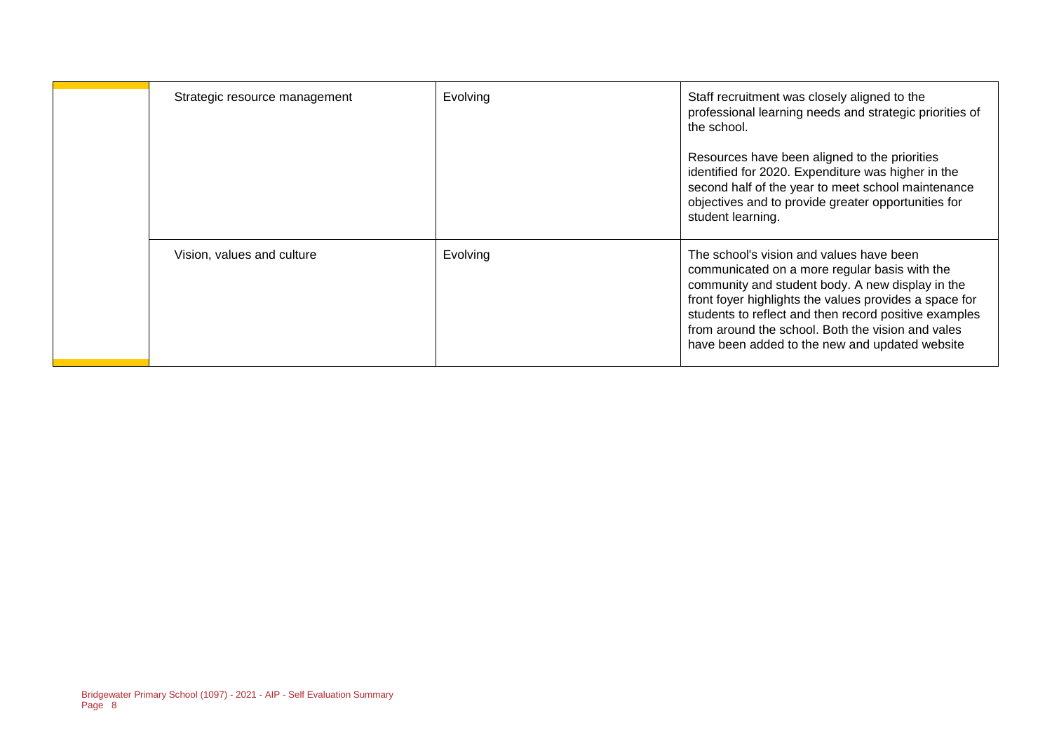| | | | |
|---|---|---|---|
| | Strategic resource management | Evolving | Staff recruitment was closely aligned to the professional learning needs and strategic priorities of the school.<br><br>Resources have been aligned to the priorities identified for 2020. Expenditure was higher in the second half of the year to meet school maintenance objectives and to provide greater opportunities for student learning. |
| | Vision, values and culture | Evolving | The school's vision and values have been communicated on a more regular basis with the community and student body. A new display in the front foyer highlights the values provides a space for students to reflect and then record positive examples from around the school. Both the vision and vales have been added to the new and updated website |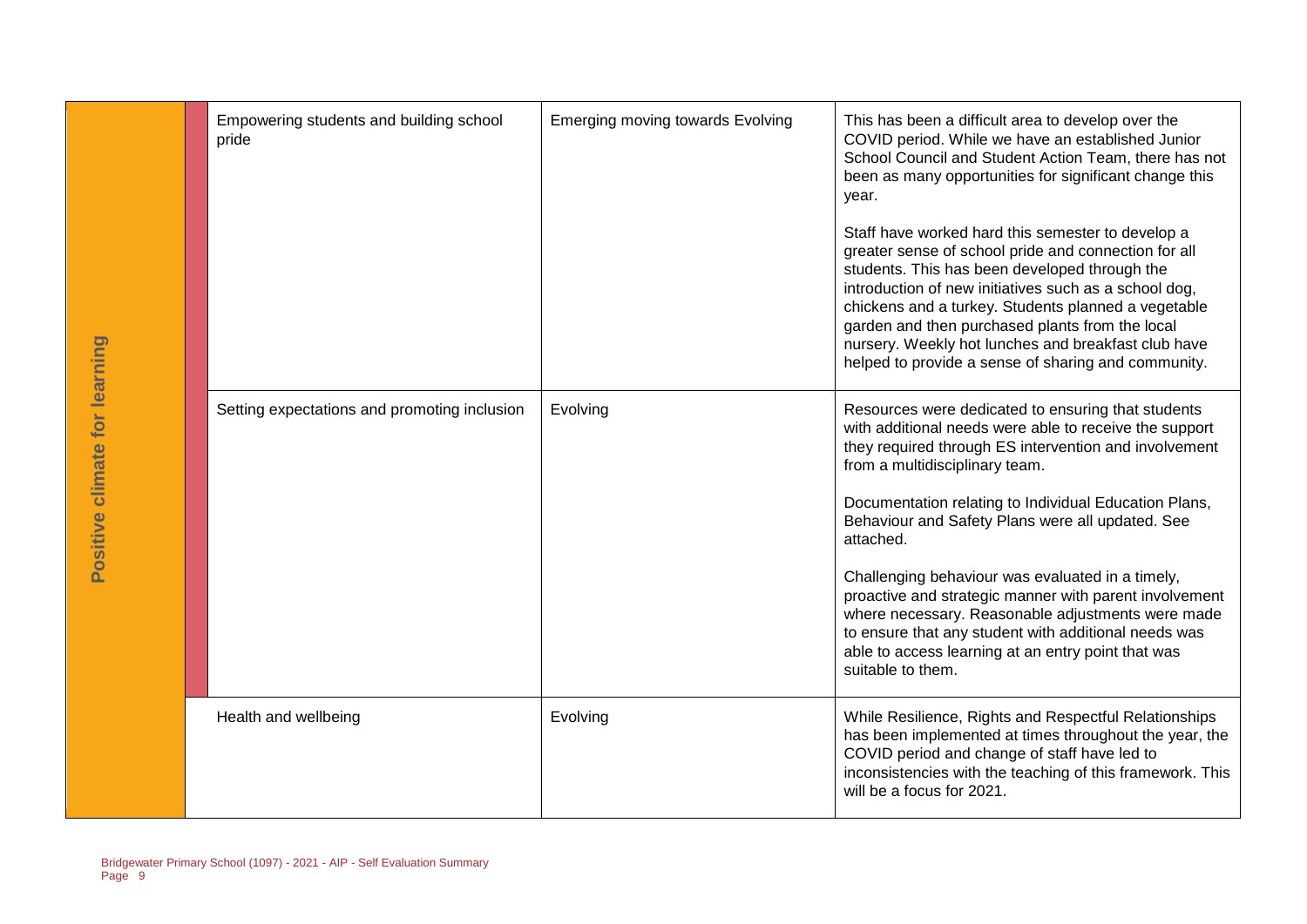| Positive climate for learning | | | |
|---|---|---|---|
| | Empowering students and building school pride | Emerging moving towards Evolving | This has been a difficult area to develop over the COVID period. While we have an established Junior School Council and Student Action Team, there has not been as many opportunities for significant change this year.<br><br>Staff have worked hard this semester to develop a greater sense of school pride and connection for all students. This has been developed through the introduction of new initiatives such as a school dog, chickens and a turkey. Students planned a vegetable garden and then purchased plants from the local nursery. Weekly hot lunches and breakfast club have helped to provide a sense of sharing and community. |
| | Setting expectations and promoting inclusion | Evolving | Resources were dedicated to ensuring that students with additional needs were able to receive the support they required through ES intervention and involvement from a multidisciplinary team.<br><br>Documentation relating to Individual Education Plans, Behaviour and Safety Plans were all updated. See attached.<br><br>Challenging behaviour was evaluated in a timely, proactive and strategic manner with parent involvement where necessary. Reasonable adjustments were made to ensure that any student with additional needs was able to access learning at an entry point that was suitable to them. |
| | Health and wellbeing | Evolving | While Resilience, Rights and Respectful Relationships has been implemented at times throughout the year, the COVID period and change of staff have led to inconsistencies with the teaching of this framework. This will be a focus for 2021. |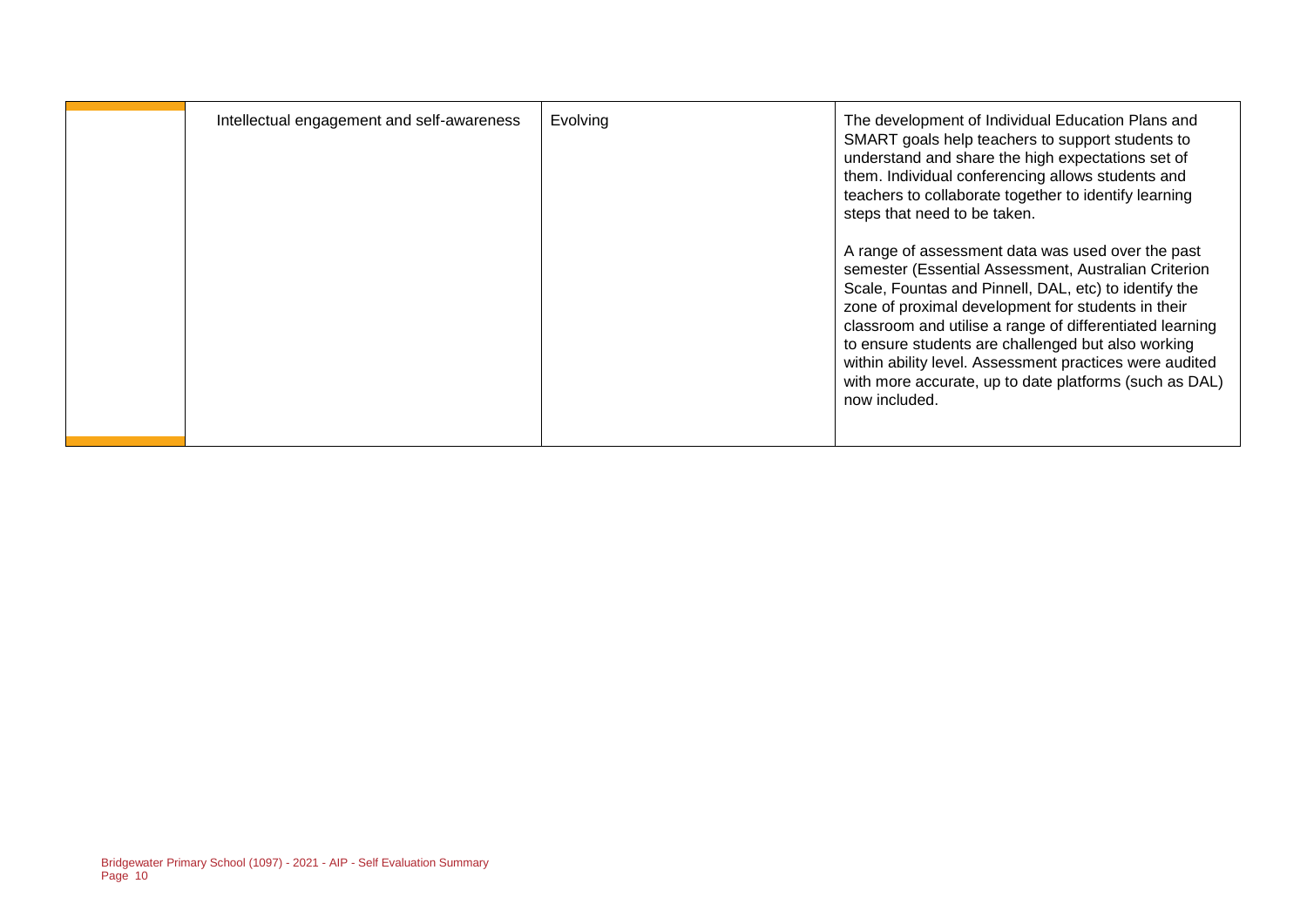|  | Intellectual engagement and self-awareness | Evolving | The development of Individual Education Plans and SMART goals help teachers to support students to understand and share the high expectations set of them. Individual conferencing allows students and teachers to collaborate together to identify learning steps that need to be taken.<br><br>A range of assessment data was used over the past semester (Essential Assessment, Australian Criterion Scale, Fountas and Pinnell, DAL, etc) to identify the zone of proximal development for students in their classroom and utilise a range of differentiated learning to ensure students are challenged but also working within ability level. Assessment practices were audited with more accurate, up to date platforms (such as DAL) now included. |
|---|---|---|---|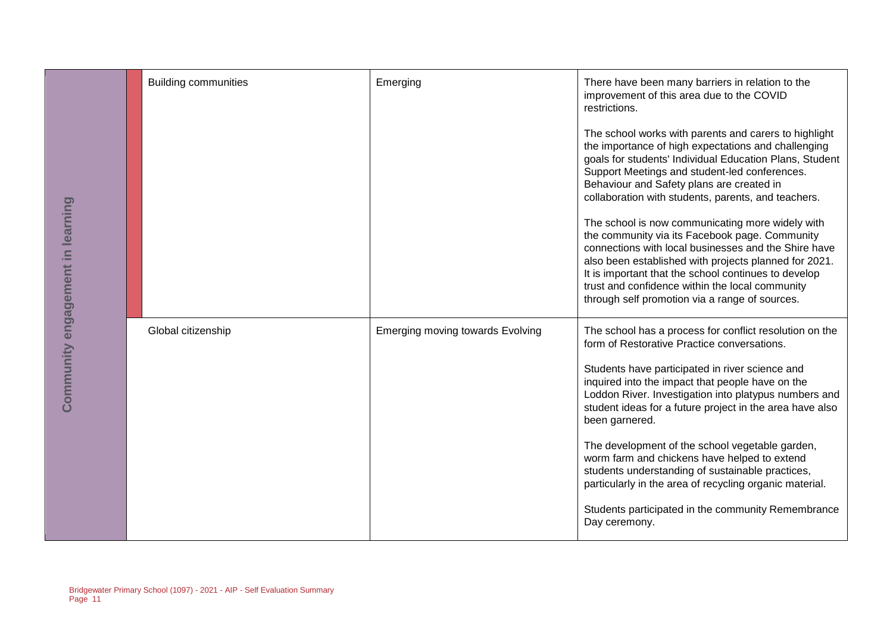| | | | |
|---|---|---|---|
| Community engagement in learning | Building communities | Emerging | There have been many barriers in relation to the improvement of this area due to the COVID restrictions.<br><br>The school works with parents and carers to highlight the importance of high expectations and challenging goals for students' Individual Education Plans, Student Support Meetings and student-led conferences. Behaviour and Safety plans are created in collaboration with students, parents, and teachers.<br><br>The school is now communicating more widely with the community via its Facebook page. Community connections with local businesses and the Shire have also been established with projects planned for 2021. It is important that the school continues to develop trust and confidence within the local community through self promotion via a range of sources. |
| | Global citizenship | Emerging moving towards Evolving | The school has a process for conflict resolution on the form of Restorative Practice conversations.<br><br>Students have participated in river science and inquired into the impact that people have on the Loddon River. Investigation into platypus numbers and student ideas for a future project in the area have also been garnered.<br><br>The development of the school vegetable garden, worm farm and chickens have helped to extend students understanding of sustainable practices, particularly in the area of recycling organic material.<br><br>Students participated in the community Remembrance Day ceremony. |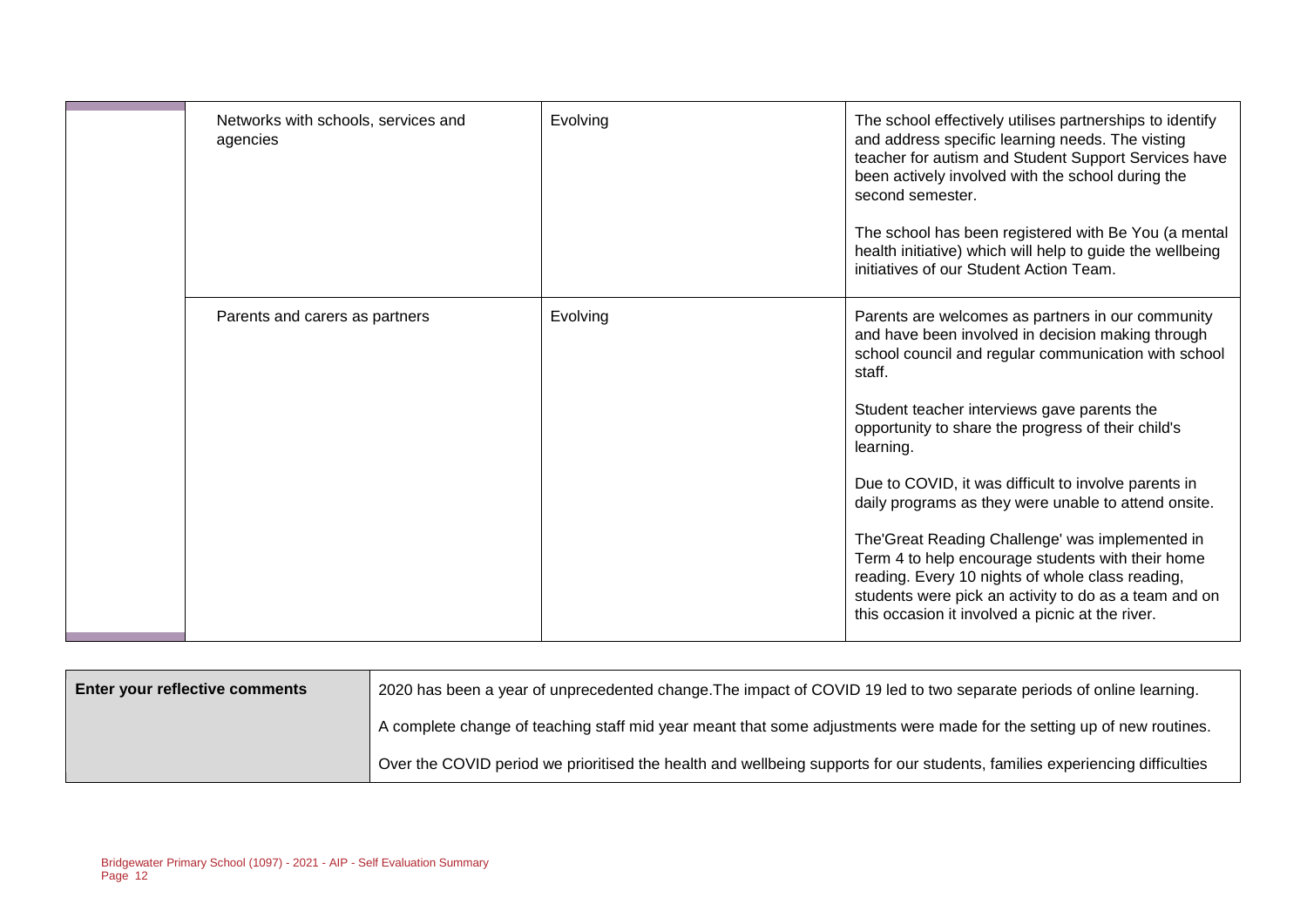| | | | |
|---|---|---|---|
| | Networks with schools, services and agencies | Evolving | The school effectively utilises partnerships to identify and address specific learning needs. The visting teacher for autism and Student Support Services have been actively involved with the school during the second semester.<br><br>The school has been registered with Be You (a mental health initiative) which will help to guide the wellbeing initiatives of our Student Action Team. |
| | Parents and carers as partners | Evolving | Parents are welcomes as partners in our community and have been involved in decision making through school council and regular communication with school staff.<br><br>Student teacher interviews gave parents the opportunity to share the progress of their child's learning.<br><br>Due to COVID, it was difficult to involve parents in daily programs as they were unable to attend onsite.<br><br>The'Great Reading Challenge' was implemented in Term 4 to help encourage students with their home reading. Every 10 nights of whole class reading, students were pick an activity to do as a team and on this occasion it involved a picnic at the river. |

| | |
|---|---|
| **Enter your reflective comments** | 2020 has been a year of unprecedented change.The impact of COVID 19 led to two separate periods of online learning.<br><br>A complete change of teaching staff mid year meant that some adjustments were made for the setting up of new routines.<br><br>Over the COVID period we prioritised the health and wellbeing supports for our students, families experiencing difficulties |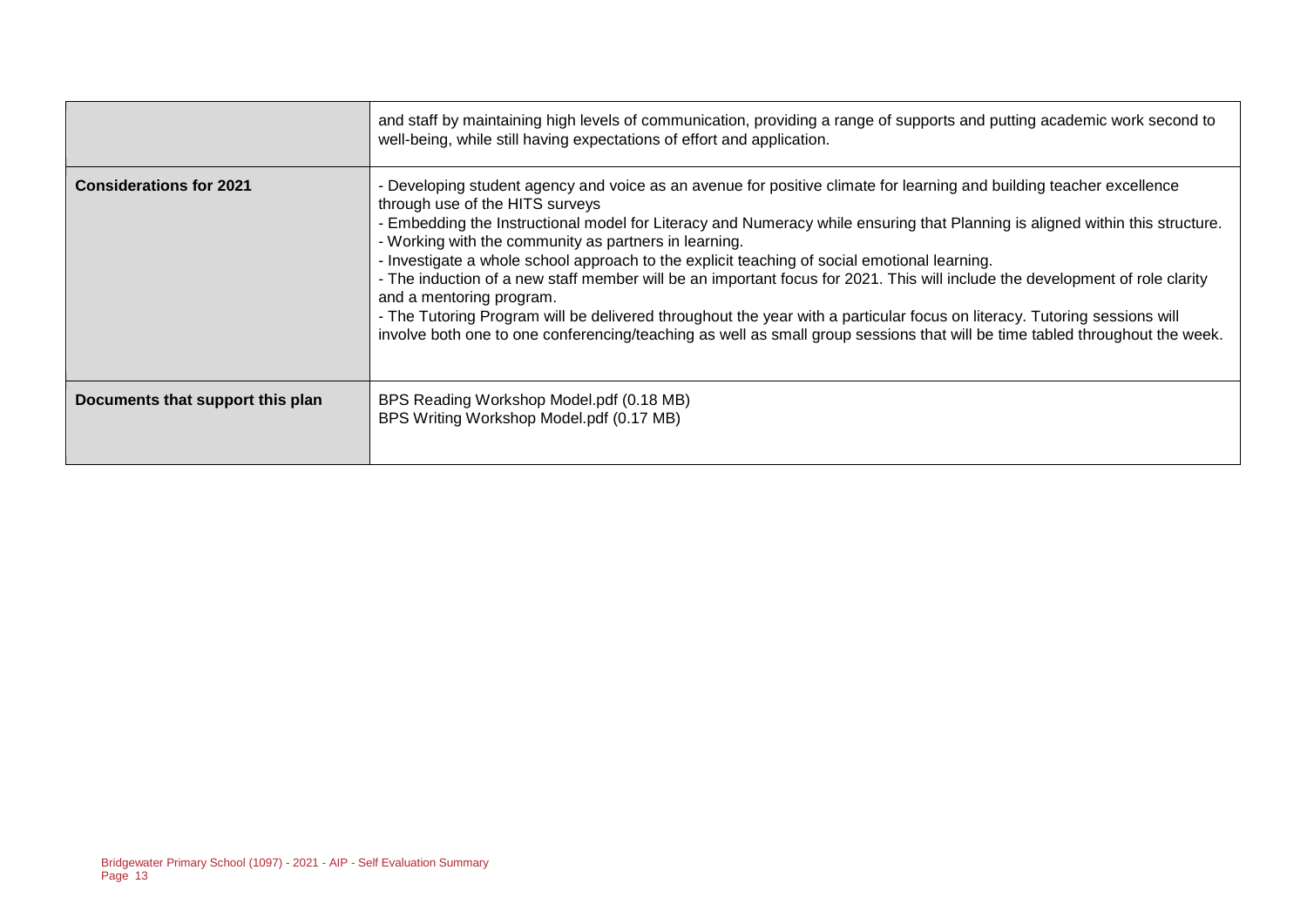| | |
|---|---|
| | and staff by maintaining high levels of communication, providing a range of supports and putting academic work second to well-being, while still having expectations of effort and application. |
| **Considerations for 2021** | - Developing student agency and voice as an avenue for positive climate for learning and building teacher excellence through use of the HITS surveys<br>- Embedding the Instructional model for Literacy and Numeracy while ensuring that Planning is aligned within this structure.<br>- Working with the community as partners in learning.<br>- Investigate a whole school approach to the explicit teaching of social emotional learning.<br>- The induction of a new staff member will be an important focus for 2021. This will include the development of role clarity and a mentoring program.<br>- The Tutoring Program will be delivered throughout the year with a particular focus on literacy. Tutoring sessions will involve both one to one conferencing/teaching as well as small group sessions that will be time tabled throughout the week. |
| **Documents that support this plan** | BPS Reading Workshop Model.pdf (0.18 MB)<br>BPS Writing Workshop Model.pdf (0.17 MB) |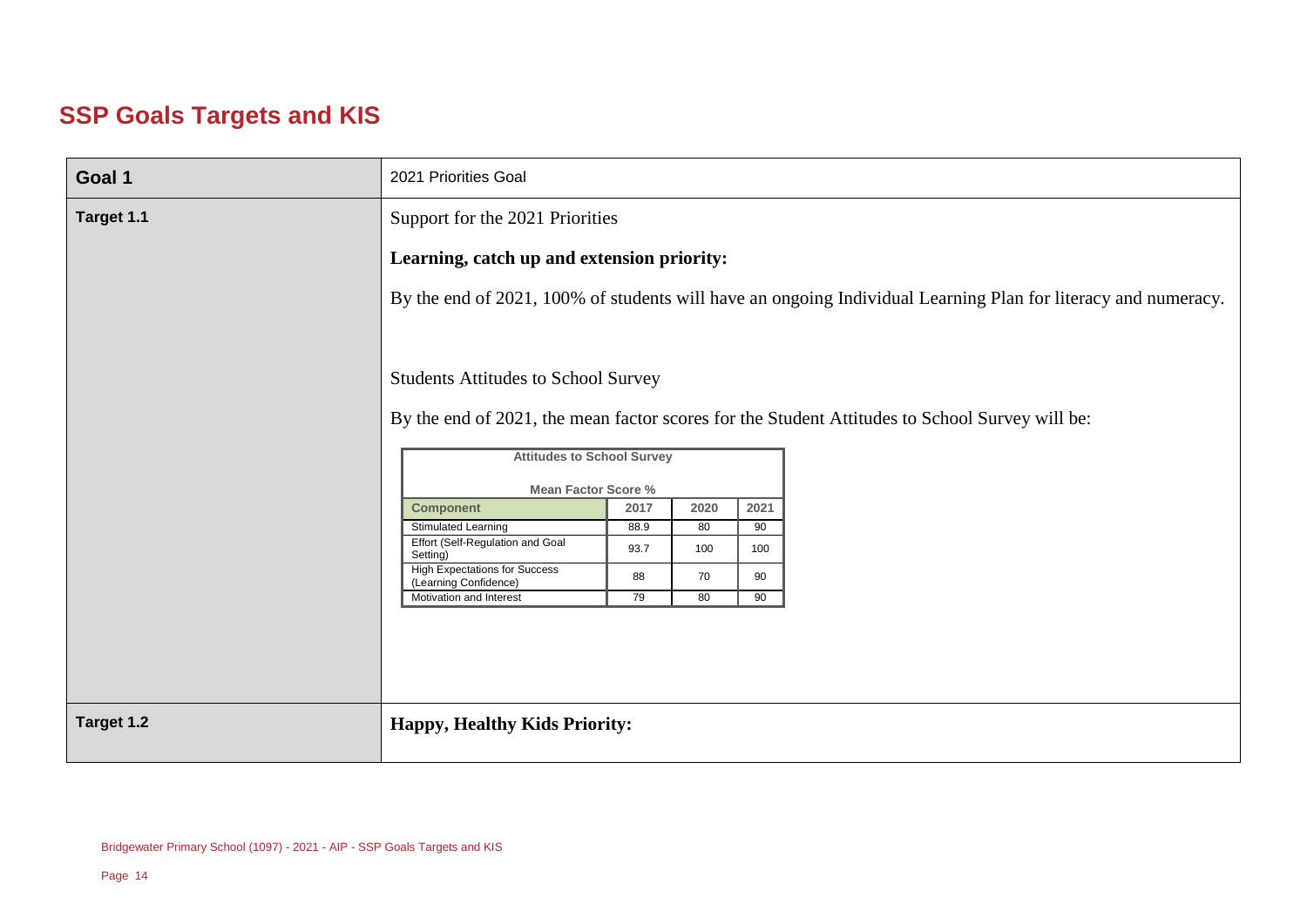# SSP Goals Targets and KIS

| Goal 1 | 2021 Priorities Goal |
|---|---|
| Target 1.1 | Support for the 2021 Priorities<br><br>**Learning, catch up and extension priority:**<br><br>By the end of 2021, 100% of students will have an ongoing Individual Learning Plan for literacy and numeracy.<br><br>Students Attitudes to School Survey<br><br>By the end of 2021, the mean factor scores for the Student Attitudes to School Survey will be: |
| Target 1.2 | **Happy, Healthy Kids Priority:** |

**Attitudes to School Survey**

**Mean Factor Score %**

| Component | 2017 | 2020 | 2021 |
|---|---|---|---|
| Stimulated Learning | 88.9 | 80 | 90 |
| Effort (Self-Regulation and Goal Setting) | 93.7 | 100 | 100 |
| High Expectations for Success (Learning Confidence) | 88 | 70 | 90 |
| Motivation and Interest | 79 | 80 | 90 |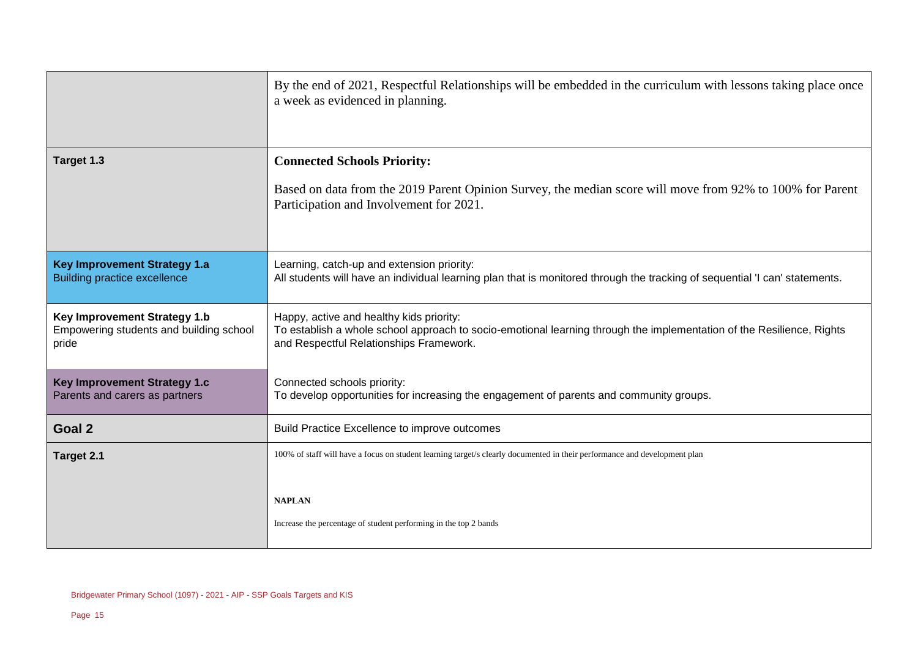| | |
|---|---|
| | By the end of 2021, Respectful Relationships will be embedded in the curriculum with lessons taking place once a week as evidenced in planning. |
| **Target 1.3** | **Connected Schools Priority:**<br><br>Based on data from the 2019 Parent Opinion Survey, the median score will move from 92% to 100% for Parent Participation and Involvement for 2021. |
| **Key Improvement Strategy 1.a**<br>Building practice excellence | Learning, catch-up and extension priority:<br>All students will have an individual learning plan that is monitored through the tracking of sequential 'I can' statements. |
| **Key Improvement Strategy 1.b**<br>Empowering students and building school pride | Happy, active and healthy kids priority:<br>To establish a whole school approach to socio-emotional learning through the implementation of the Resilience, Rights and Respectful Relationships Framework. |
| **Key Improvement Strategy 1.c**<br>Parents and carers as partners | Connected schools priority:<br>To develop opportunities for increasing the engagement of parents and community groups. |
| **Goal 2** | Build Practice Excellence to improve outcomes |
| **Target 2.1** | 100% of staff will have a focus on student learning target/s clearly documented in their performance and development plan<br><br>**NAPLAN**<br><br>Increase the percentage of student performing in the top 2 bands |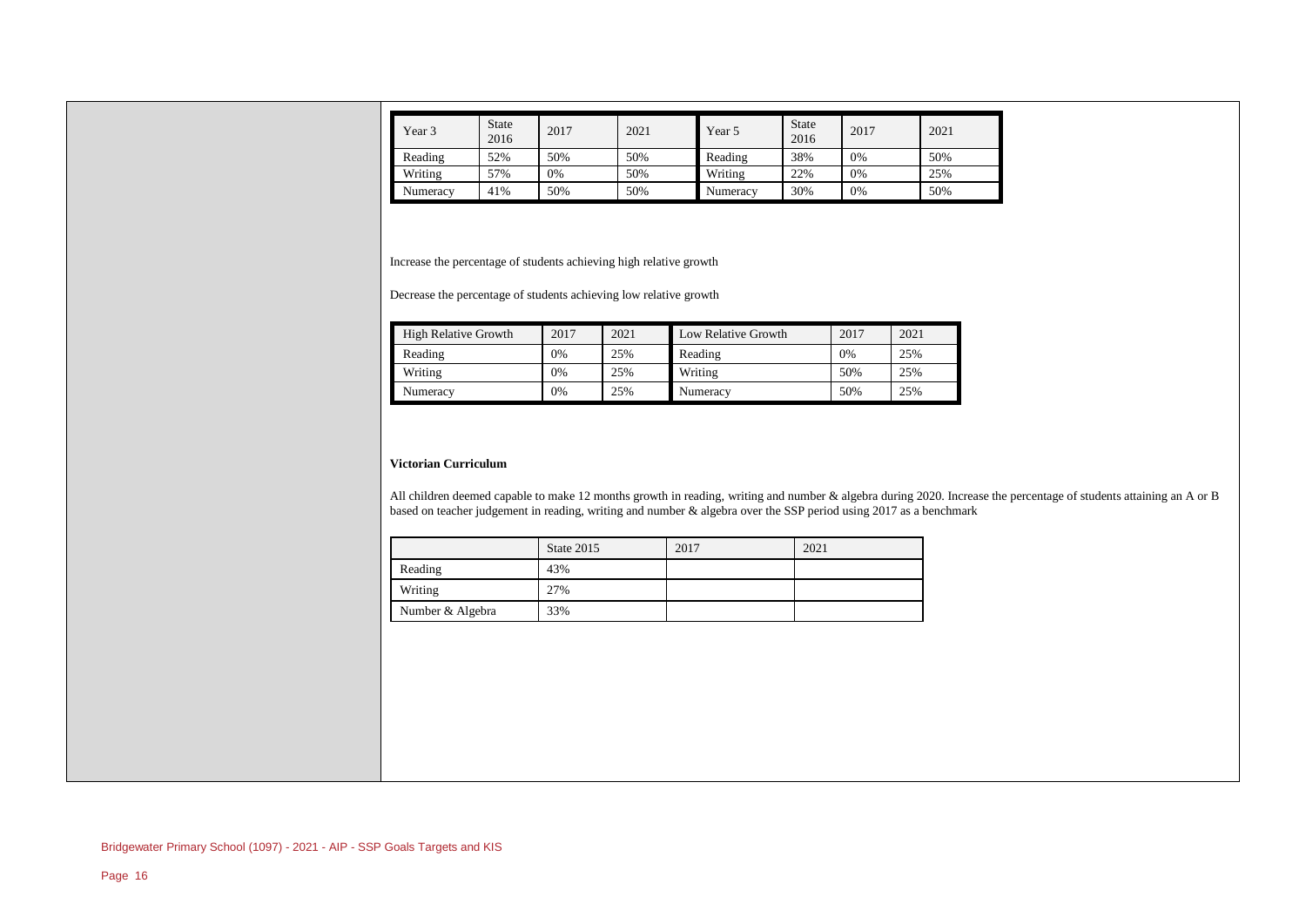| Year 3 | State 2016 | 2017 | 2021 | Year 5 | State 2016 | 2017 | 2021 |
|---|---|---|---|---|---|---|---|
| Reading | 52% | 50% | 50% | Reading | 38% | 0% | 50% |
| Writing | 57% | 0% | 50% | Writing | 22% | 0% | 25% |
| Numeracy | 41% | 50% | 50% | Numeracy | 30% | 0% | 50% |

Increase the percentage of students achieving high relative growth

Decrease the percentage of students achieving low relative growth

| High Relative Growth | 2017 | 2021 | Low Relative Growth | 2017 | 2021 |
|---|---|---|---|---|---|
| Reading | 0% | 25% | Reading | 0% | 25% |
| Writing | 0% | 25% | Writing | 50% | 25% |
| Numeracy | 0% | 25% | Numeracy | 50% | 25% |

**Victorian Curriculum**

All children deemed capable to make 12 months growth in reading, writing and number & algebra during 2020. Increase the percentage of students attaining an A or B based on teacher judgement in reading, writing and number & algebra over the SSP period using 2017 as a benchmark

| | State 2015 | 2017 | 2021 |
|---|---|---|---|
| Reading | 43% | | |
| Writing | 27% | | |
| Number & Algebra | 33% | | |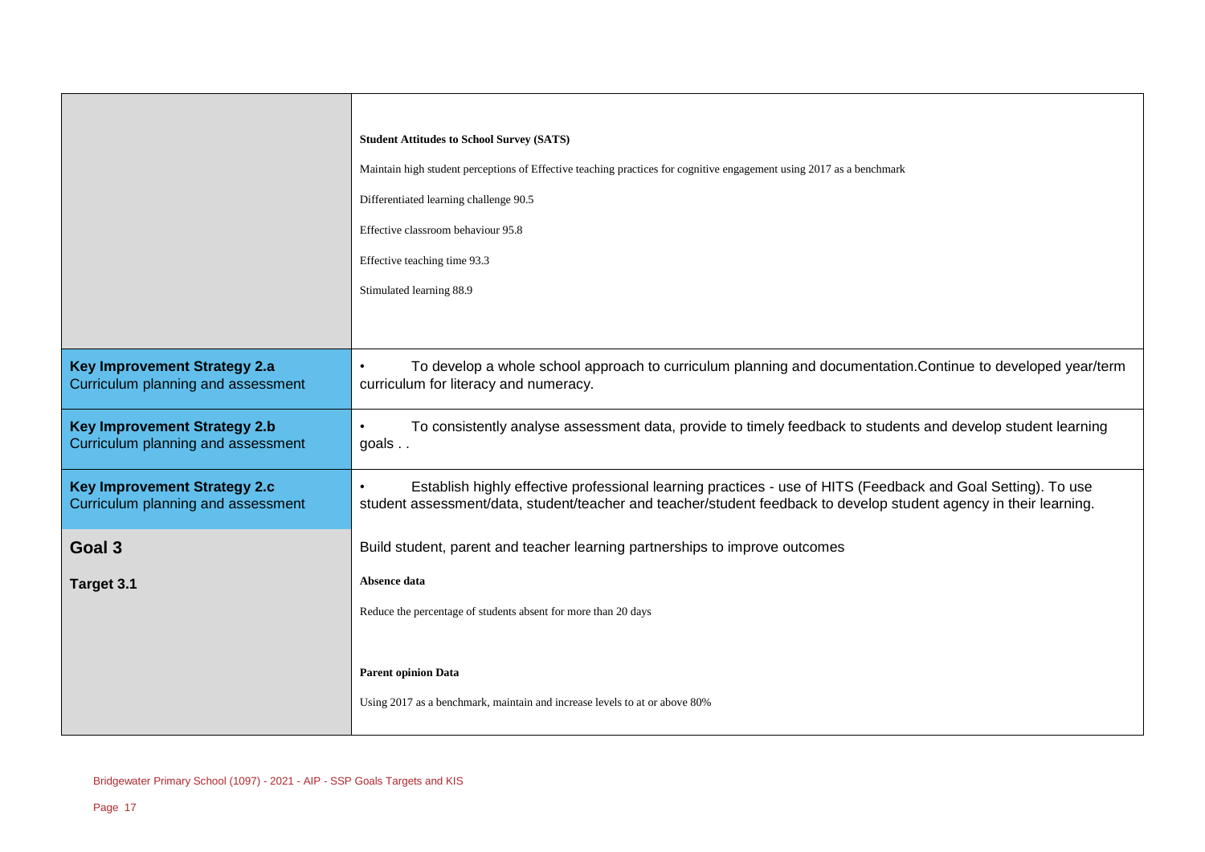| | |
|---|---|
| | **Student Attitudes to School Survey (SATS)**<br><br>Maintain high student perceptions of Effective teaching practices for cognitive engagement using 2017 as a benchmark<br><br>Differentiated learning challenge 90.5<br><br>Effective classroom behaviour 95.8<br><br>Effective teaching time 93.3<br><br>Stimulated learning 88.9 |
| **Key Improvement Strategy 2.a**<br>Curriculum planning and assessment | • To develop a whole school approach to curriculum planning and documentation.Continue to developed year/term curriculum for literacy and numeracy. |
| **Key Improvement Strategy 2.b**<br>Curriculum planning and assessment | • To consistently analyse assessment data, provide to timely feedback to students and develop student learning goals . . |
| **Key Improvement Strategy 2.c**<br>Curriculum planning and assessment | • Establish highly effective professional learning practices - use of HITS (Feedback and Goal Setting). To use student assessment/data, student/teacher and teacher/student feedback to develop student agency in their learning. |
| **Goal 3** | Build student, parent and teacher learning partnerships to improve outcomes |
| **Target 3.1** | **Absence data**<br><br>Reduce the percentage of students absent for more than 20 days<br><br>**Parent opinion Data**<br><br>Using 2017 as a benchmark, maintain and increase levels to at or above 80% |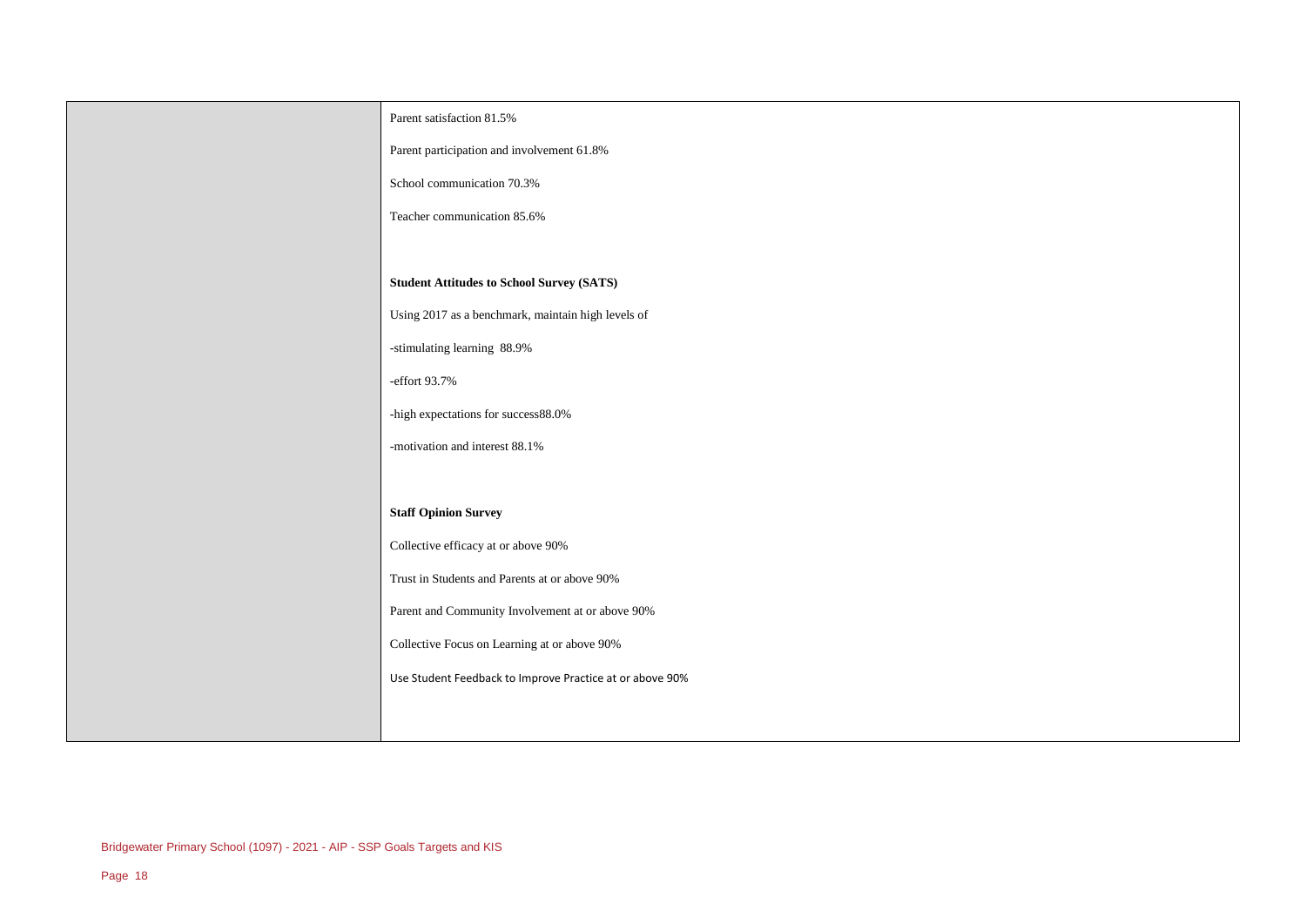| | |
|---|---|
| | Parent satisfaction 81.5%<br><br>Parent participation and involvement 61.8%<br><br>School communication 70.3%<br><br>Teacher communication 85.6%<br><br>**Student Attitudes to School Survey (SATS)**<br><br>Using 2017 as a benchmark, maintain high levels of<br><br>-stimulating learning 88.9%<br><br>-effort 93.7%<br><br>-high expectations for success88.0%<br><br>-motivation and interest 88.1%<br><br>**Staff Opinion Survey**<br><br>Collective efficacy at or above 90%<br><br>Trust in Students and Parents at or above 90%<br><br>Parent and Community Involvement at or above 90%<br><br>Collective Focus on Learning at or above 90%<br><br>Use Student Feedback to Improve Practice at or above 90% |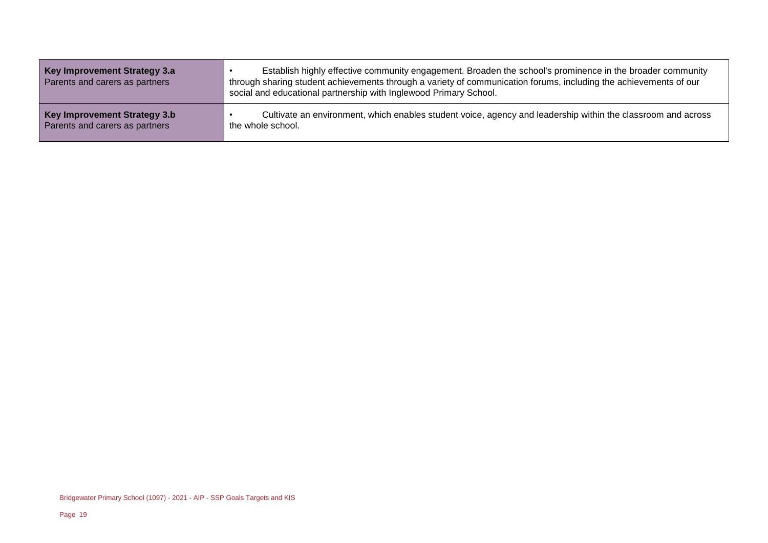| Key Improvement Strategy | Description |
| --- | --- |
| **Key Improvement Strategy 3.a** Parents and carers as partners | • Establish highly effective community engagement. Broaden the school's prominence in the broader community through sharing student achievements through a variety of communication forums, including the achievements of our social and educational partnership with Inglewood Primary School. |
| **Key Improvement Strategy 3.b** Parents and carers as partners | • Cultivate an environment, which enables student voice, agency and leadership within the classroom and across the whole school. |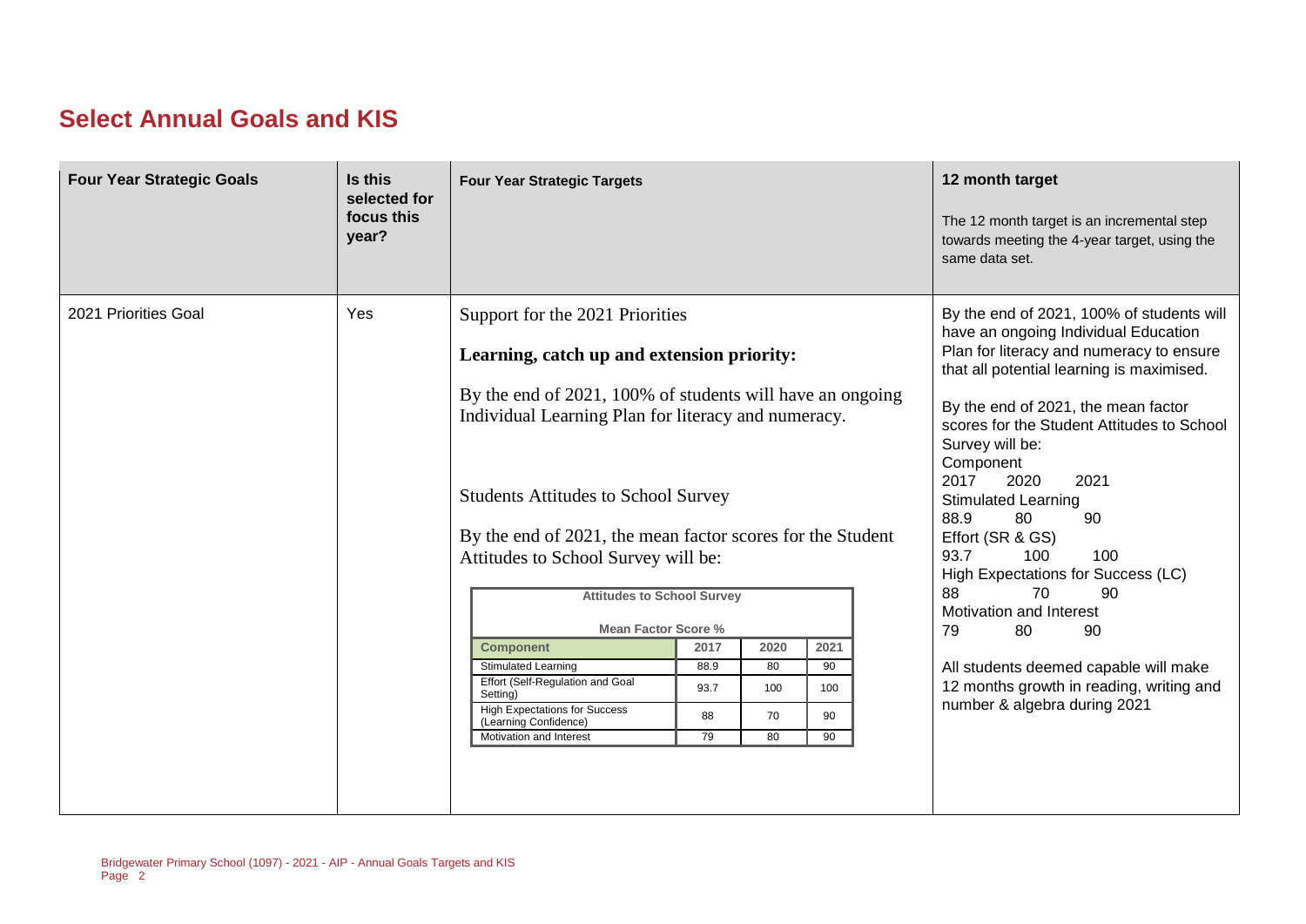## Select Annual Goals and KIS

| Four Year Strategic Goals | Is this selected for focus this year? | Four Year Strategic Targets | 12 month target<br>The 12 month target is an incremental step towards meeting the 4-year target, using the same data set. |
|---|---|---|---|
| 2021 Priorities Goal | Yes | Support for the 2021 Priorities<br>**Learning, catch up and extension priority:**<br>By the end of 2021, 100% of students will have an ongoing Individual Learning Plan for literacy and numeracy.<br>Students Attitudes to School Survey<br>By the end of 2021, the mean factor scores for the Student Attitudes to School Survey will be:<br>**Attitudes to School Survey**<br>**Mean Factor Score %**<br>**Component** / 2017 / 2020 / 2021<br>Stimulated Learning / 88.9 / 80 / 90<br>Effort (Self-Regulation and Goal Setting) / 93.7 / 100 / 100<br>High Expectations for Success (Learning Confidence) / 88 / 70 / 90<br>Motivation and Interest / 79 / 80 / 90 | By the end of 2021, 100% of students will have an ongoing Individual Education Plan for literacy and numeracy to ensure that all potential learning is maximised.<br>By the end of 2021, the mean factor scores for the Student Attitudes to School Survey will be:<br>Component<br>2017 2020 2021<br>Stimulated Learning<br>88.9 80 90<br>Effort (SR & GS)<br>93.7 100 100<br>High Expectations for Success (LC)<br>88 70 90<br>Motivation and Interest<br>79 80 90<br>All students deemed capable will make 12 months growth in reading, writing and number & algebra during 2021 |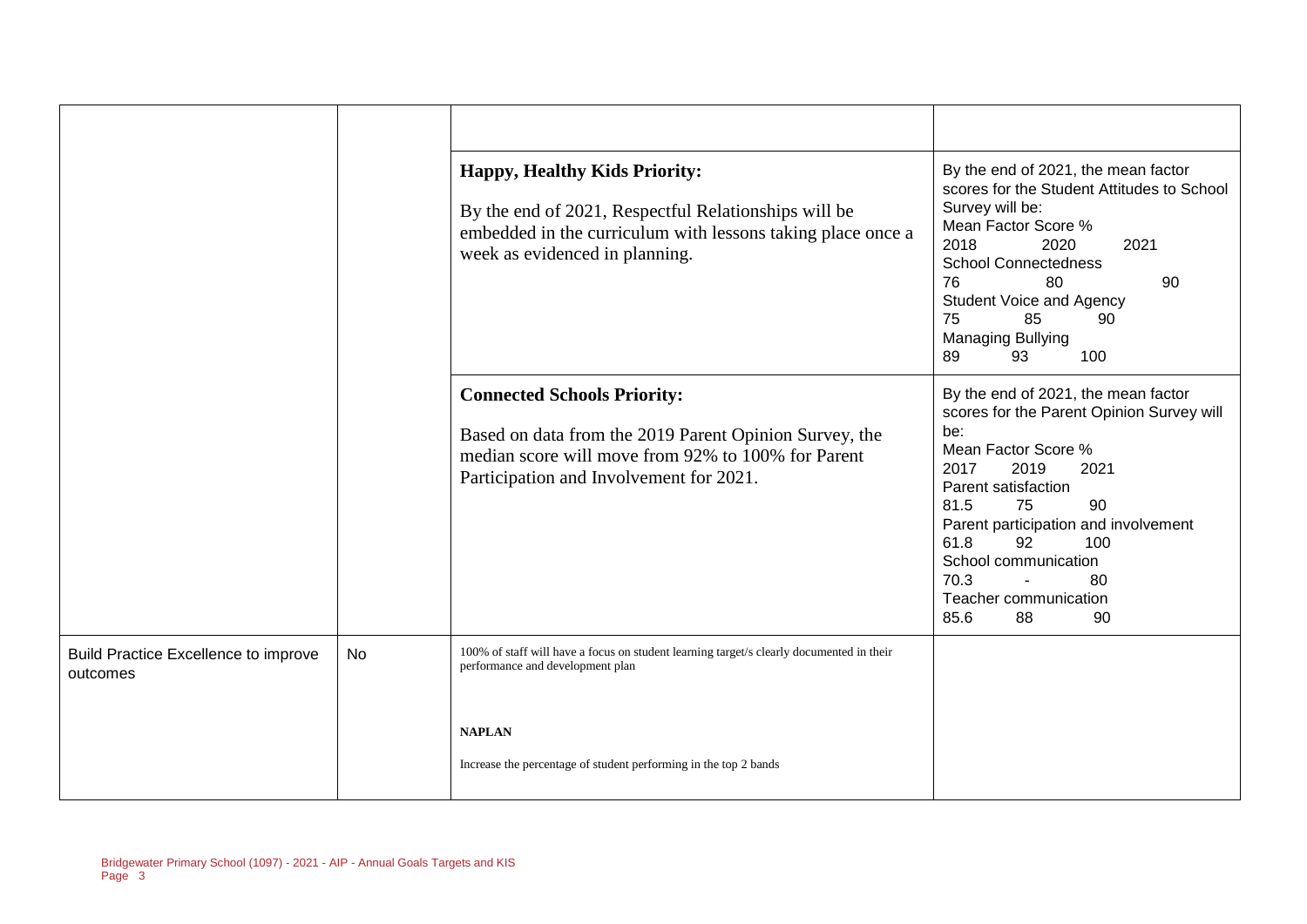| | | | |
|---|---|---|---|
| | | | |
| | | **Happy, Healthy Kids Priority:**<br><br>By the end of 2021, Respectful Relationships will be embedded in the curriculum with lessons taking place once a week as evidenced in planning. | By the end of 2021, the mean factor scores for the Student Attitudes to School Survey will be:<br>Mean Factor Score %<br>2018 2020 2021<br>School Connectedness<br>76 80 90<br>Student Voice and Agency<br>75 85 90<br>Managing Bullying<br>89 93 100 |
| | | **Connected Schools Priority:**<br><br>Based on data from the 2019 Parent Opinion Survey, the median score will move from 92% to 100% for Parent Participation and Involvement for 2021. | By the end of 2021, the mean factor scores for the Parent Opinion Survey will be:<br>Mean Factor Score %<br>2017 2019 2021<br>Parent satisfaction<br>81.5 75 90<br>Parent participation and involvement<br>61.8 92 100<br>School communication<br>70.3 - 80<br>Teacher communication<br>85.6 88 90 |
| Build Practice Excellence to improve outcomes | No | 100% of staff will have a focus on student learning target/s clearly documented in their performance and development plan<br><br>**NAPLAN**<br><br>Increase the percentage of student performing in the top 2 bands | |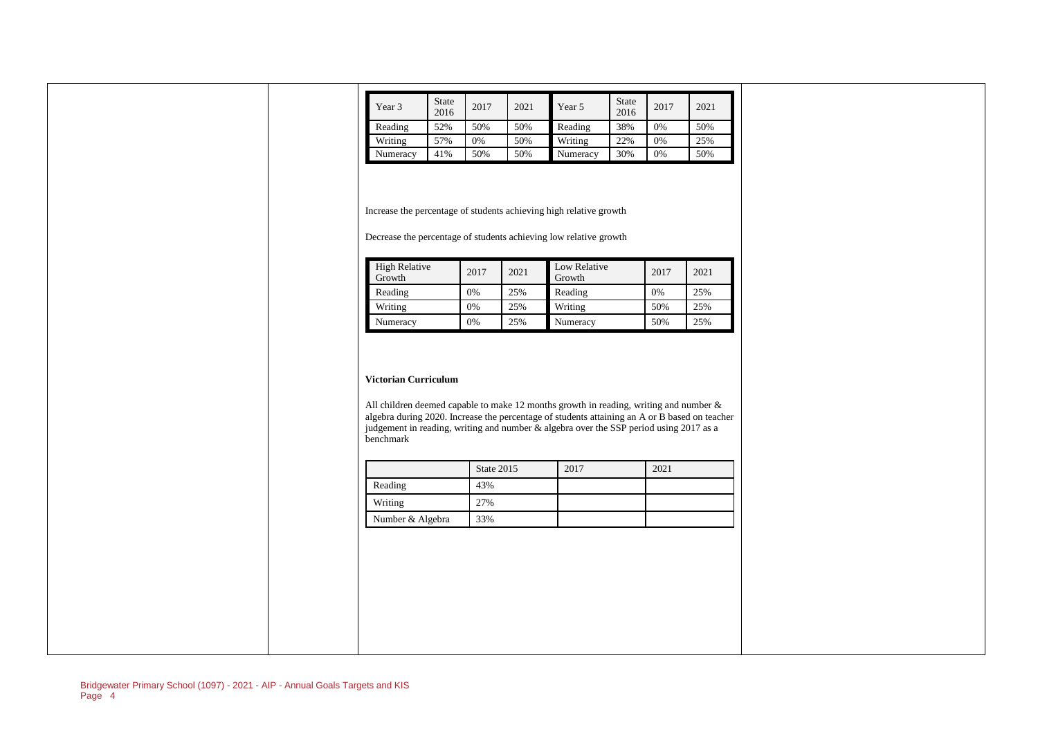| Year 3 | State 2016 | 2017 | 2021 | Year 5 | State 2016 | 2017 | 2021 |
|---|---|---|---|---|---|---|---|
| Reading | 52% | 50% | 50% | Reading | 38% | 0% | 50% |
| Writing | 57% | 0% | 50% | Writing | 22% | 0% | 25% |
| Numeracy | 41% | 50% | 50% | Numeracy | 30% | 0% | 50% |

Increase the percentage of students achieving high relative growth

Decrease the percentage of students achieving low relative growth

| High Relative Growth | 2017 | 2021 | Low Relative Growth | 2017 | 2021 |
|---|---|---|---|---|---|
| Reading | 0% | 25% | Reading | 0% | 25% |
| Writing | 0% | 25% | Writing | 50% | 25% |
| Numeracy | 0% | 25% | Numeracy | 50% | 25% |

**Victorian Curriculum**

All children deemed capable to make 12 months growth in reading, writing and number & algebra during 2020. Increase the percentage of students attaining an A or B based on teacher judgement in reading, writing and number & algebra over the SSP period using 2017 as a benchmark

| | State 2015 | 2017 | 2021 |
|---|---|---|---|
| Reading | 43% | | |
| Writing | 27% | | |
| Number & Algebra | 33% | | |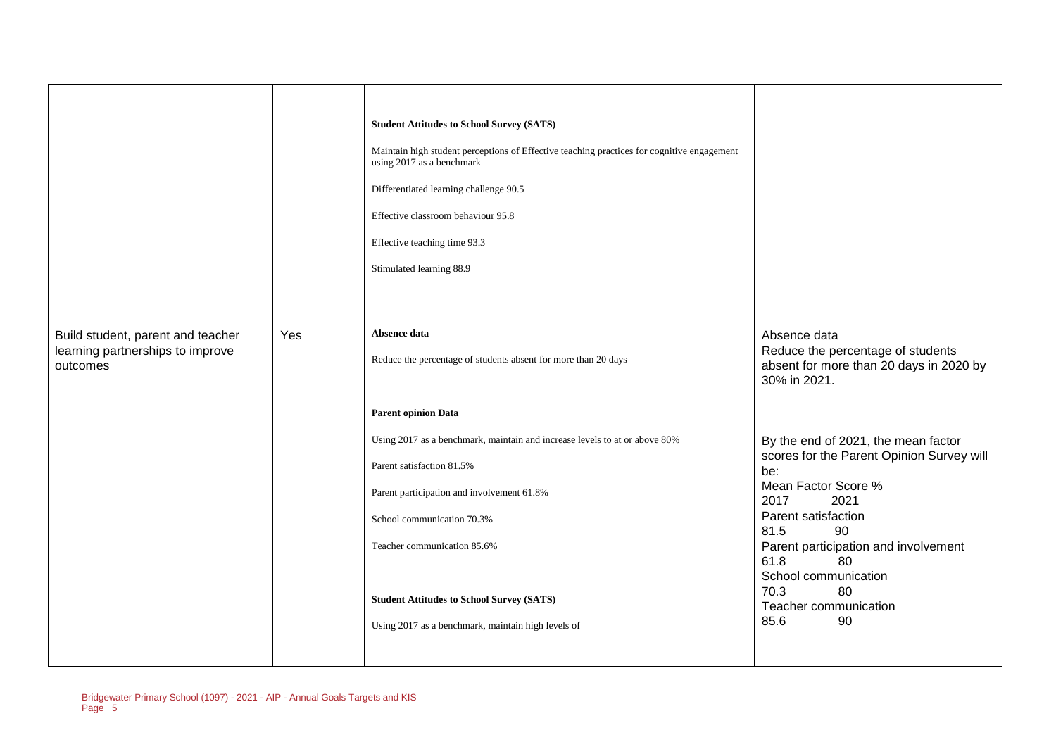| | | | |
|---|---|---|---|
| | | **Student Attitudes to School Survey (SATS)**<br><br>Maintain high student perceptions of Effective teaching practices for cognitive engagement using 2017 as a benchmark<br><br>Differentiated learning challenge 90.5<br><br>Effective classroom behaviour 95.8<br><br>Effective teaching time 93.3<br><br>Stimulated learning 88.9 | |
| Build student, parent and teacher learning partnerships to improve outcomes | Yes | **Absence data**<br><br>Reduce the percentage of students absent for more than 20 days<br><br>**Parent opinion Data**<br><br>Using 2017 as a benchmark, maintain and increase levels to at or above 80%<br><br>Parent satisfaction 81.5%<br><br>Parent participation and involvement 61.8%<br><br>School communication 70.3%<br><br>Teacher communication 85.6%<br><br>**Student Attitudes to School Survey (SATS)**<br><br>Using 2017 as a benchmark, maintain high levels of | Absence data<br>Reduce the percentage of students absent for more than 20 days in 2020 by 30% in 2021.<br><br>By the end of 2021, the mean factor scores for the Parent Opinion Survey will be:<br>Mean Factor Score % 2017 2021<br>Parent satisfaction 81.5 90<br>Parent participation and involvement 61.8 80<br>School communication 70.3 80<br>Teacher communication 85.6 90 |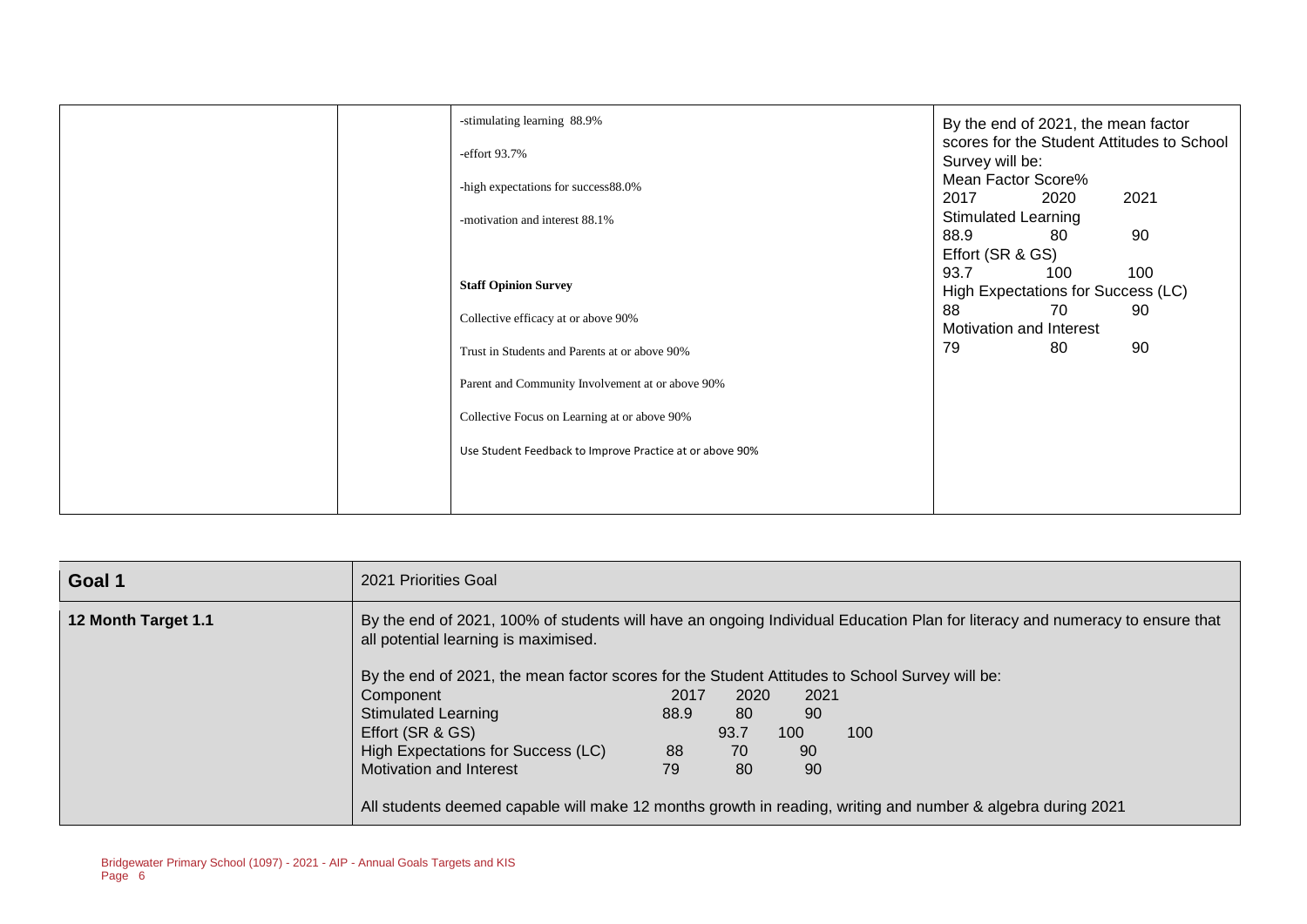| | | -stimulating learning 88.9%<br><br>-effort 93.7%<br><br>-high expectations for success88.0%<br><br>-motivation and interest 88.1%<br><br>**Staff Opinion Survey**<br><br>Collective efficacy at or above 90%<br><br>Trust in Students and Parents at or above 90%<br><br>Parent and Community Involvement at or above 90%<br><br>Collective Focus on Learning at or above 90%<br><br>Use Student Feedback to Improve Practice at or above 90% | By the end of 2021, the mean factor scores for the Student Attitudes to School Survey will be:<br>Mean Factor Score%<br>2017 2020 2021<br>Stimulated Learning<br>88.9 80 90<br>Effort (SR & GS)<br>93.7 100 100<br>High Expectations for Success (LC)<br>88 70 90<br>Motivation and Interest<br>79 80 90 |
|---|---|---|---|

| **Goal 1** | 2021 Priorities Goal |
|---|---|
| **12 Month Target 1.1** | By the end of 2021, 100% of students will have an ongoing Individual Education Plan for literacy and numeracy to ensure that all potential learning is maximised.<br><br>By the end of 2021, the mean factor scores for the Student Attitudes to School Survey will be:<br>Component 2017 2020 2021<br>Stimulated Learning 88.9 80 90<br>Effort (SR & GS) 93.7 100 100<br>High Expectations for Success (LC) 88 70 90<br>Motivation and Interest 79 80 90<br><br>All students deemed capable will make 12 months growth in reading, writing and number & algebra during 2021 |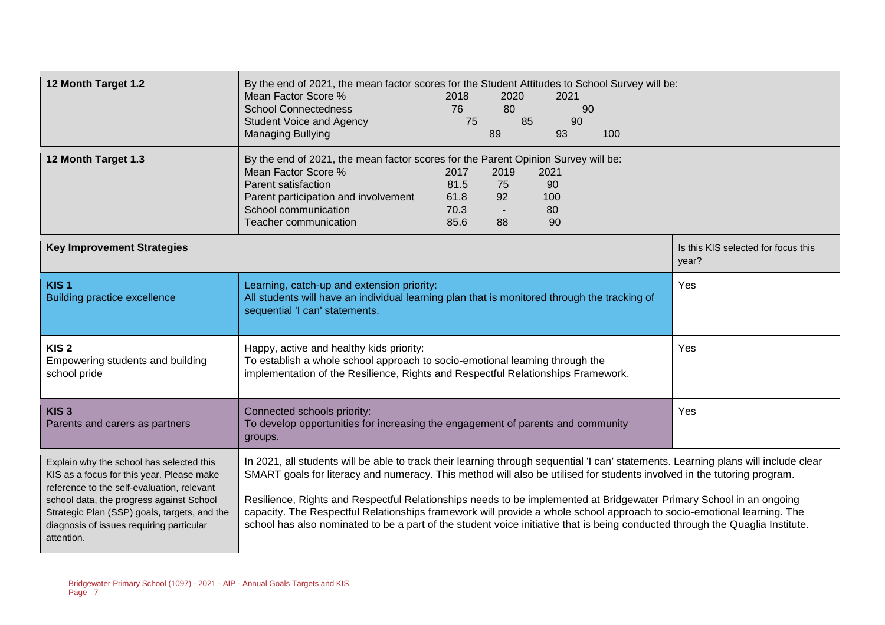| 12 Month Target 1.2 | By the end of 2021, the mean factor scores for the Student Attitudes to School Survey will be:<br>Mean Factor Score % 2018 2020 2021<br>School Connectedness 76 80 90<br>Student Voice and Agency 75 85 90<br>Managing Bullying 89 93 100 | |
|---|---|---|
| 12 Month Target 1.3 | By the end of 2021, the mean factor scores for the Parent Opinion Survey will be:<br>Mean Factor Score % 2017 2019 2021<br>Parent satisfaction 81.5 75 90<br>Parent participation and involvement 61.8 92 100<br>School communication 70.3 - 80<br>Teacher communication 85.6 88 90 | |
| **Key Improvement Strategies** | | Is this KIS selected for focus this year? |
| **KIS 1**<br>Building practice excellence | Learning, catch-up and extension priority:<br>All students will have an individual learning plan that is monitored through the tracking of sequential 'I can' statements. | Yes |
| **KIS 2**<br>Empowering students and building school pride | Happy, active and healthy kids priority:<br>To establish a whole school approach to socio-emotional learning through the implementation of the Resilience, Rights and Respectful Relationships Framework. | Yes |
| **KIS 3**<br>Parents and carers as partners | Connected schools priority:<br>To develop opportunities for increasing the engagement of parents and community groups. | Yes |
| Explain why the school has selected this KIS as a focus for this year. Please make reference to the self-evaluation, relevant school data, the progress against School Strategic Plan (SSP) goals, targets, and the diagnosis of issues requiring particular attention. | In 2021, all students will be able to track their learning through sequential 'I can' statements. Learning plans will include clear SMART goals for literacy and numeracy. This method will also be utilised for students involved in the tutoring program.<br><br>Resilience, Rights and Respectful Relationships needs to be implemented at Bridgewater Primary School in an ongoing capacity. The Respectful Relationships framework will provide a whole school approach to socio-emotional learning. The school has also nominated to be a part of the student voice initiative that is being conducted through the Quaglia Institute. | |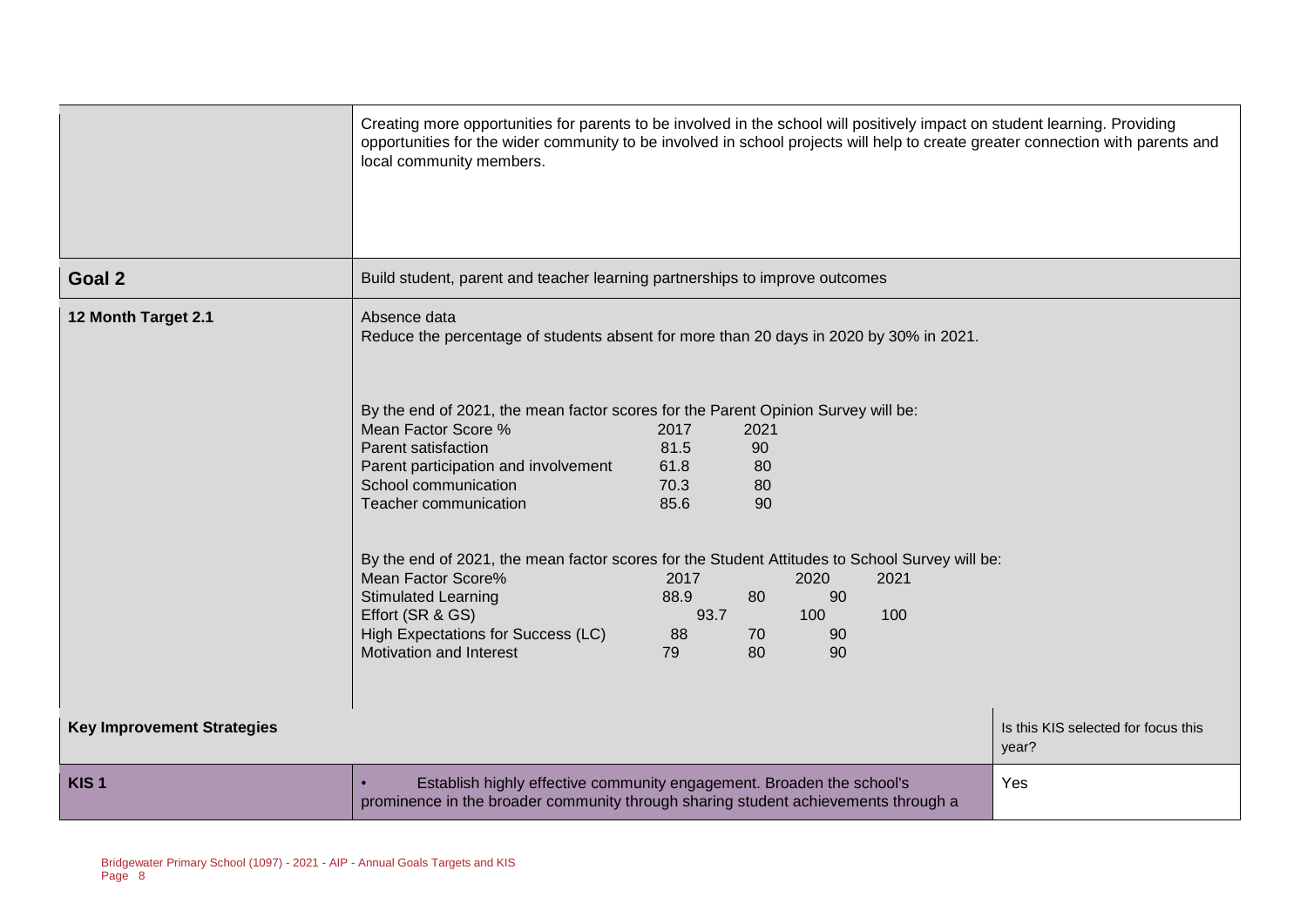| | | |
|---|---|---|
| | Creating more opportunities for parents to be involved in the school will positively impact on student learning. Providing opportunities for the wider community to be involved in school projects will help to create greater connection with parents and local community members. | |
| **Goal 2** | Build student, parent and teacher learning partnerships to improve outcomes | |
| **12 Month Target 2.1** | Absence data<br>Reduce the percentage of students absent for more than 20 days in 2020 by 30% in 2021.<br><br>By the end of 2021, the mean factor scores for the Parent Opinion Survey will be:<br>Mean Factor Score % 2017 2021<br>Parent satisfaction 81.5 90<br>Parent participation and involvement 61.8 80<br>School communication 70.3 80<br>Teacher communication 85.6 90<br><br>By the end of 2021, the mean factor scores for the Student Attitudes to School Survey will be:<br>Mean Factor Score% 2017 2020 2021<br>Stimulated Learning 88.9 80 90<br>Effort (SR & GS) 93.7 100 100<br>High Expectations for Success (LC) 88 70 90<br>Motivation and Interest 79 80 90 | |
| **Key Improvement Strategies** | | Is this KIS selected for focus this year? |
| **KIS 1** | • Establish highly effective community engagement. Broaden the school's prominence in the broader community through sharing student achievements through a | Yes |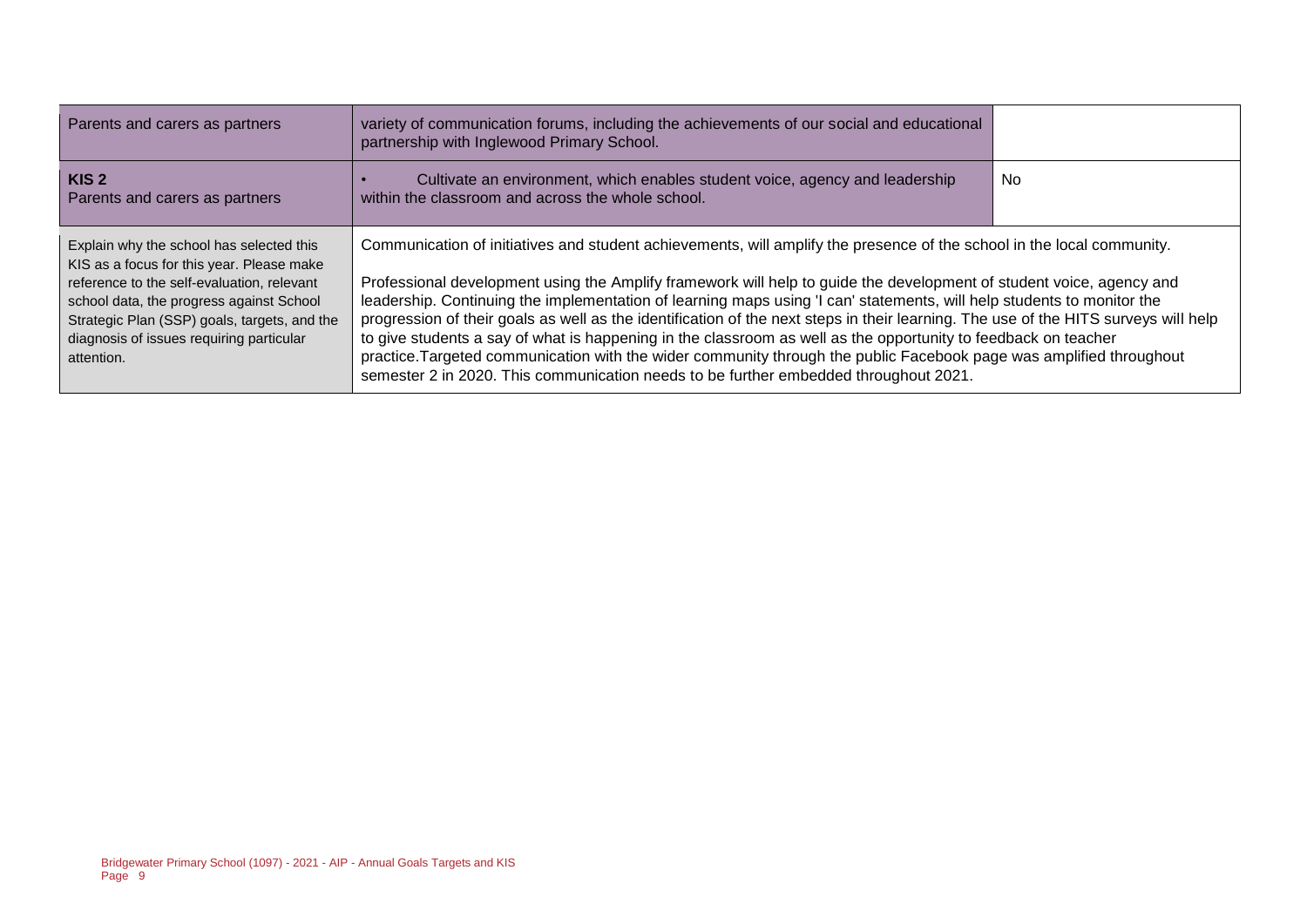| | | |
|---|---|---|
| Parents and carers as partners | variety of communication forums, including the achievements of our social and educational partnership with Inglewood Primary School. | |
| **KIS 2**<br>Parents and carers as partners | • Cultivate an environment, which enables student voice, agency and leadership within the classroom and across the whole school. | No |
| Explain why the school has selected this KIS as a focus for this year. Please make reference to the self-evaluation, relevant school data, the progress against School Strategic Plan (SSP) goals, targets, and the diagnosis of issues requiring particular attention. | Communication of initiatives and student achievements, will amplify the presence of the school in the local community.<br><br>Professional development using the Amplify framework will help to guide the development of student voice, agency and leadership. Continuing the implementation of learning maps using 'I can' statements, will help students to monitor the progression of their goals as well as the identification of the next steps in their learning. The use of the HITS surveys will help to give students a say of what is happening in the classroom as well as the opportunity to feedback on teacher practice.Targeted communication with the wider community through the public Facebook page was amplified throughout semester 2 in 2020. This communication needs to be further embedded throughout 2021. | |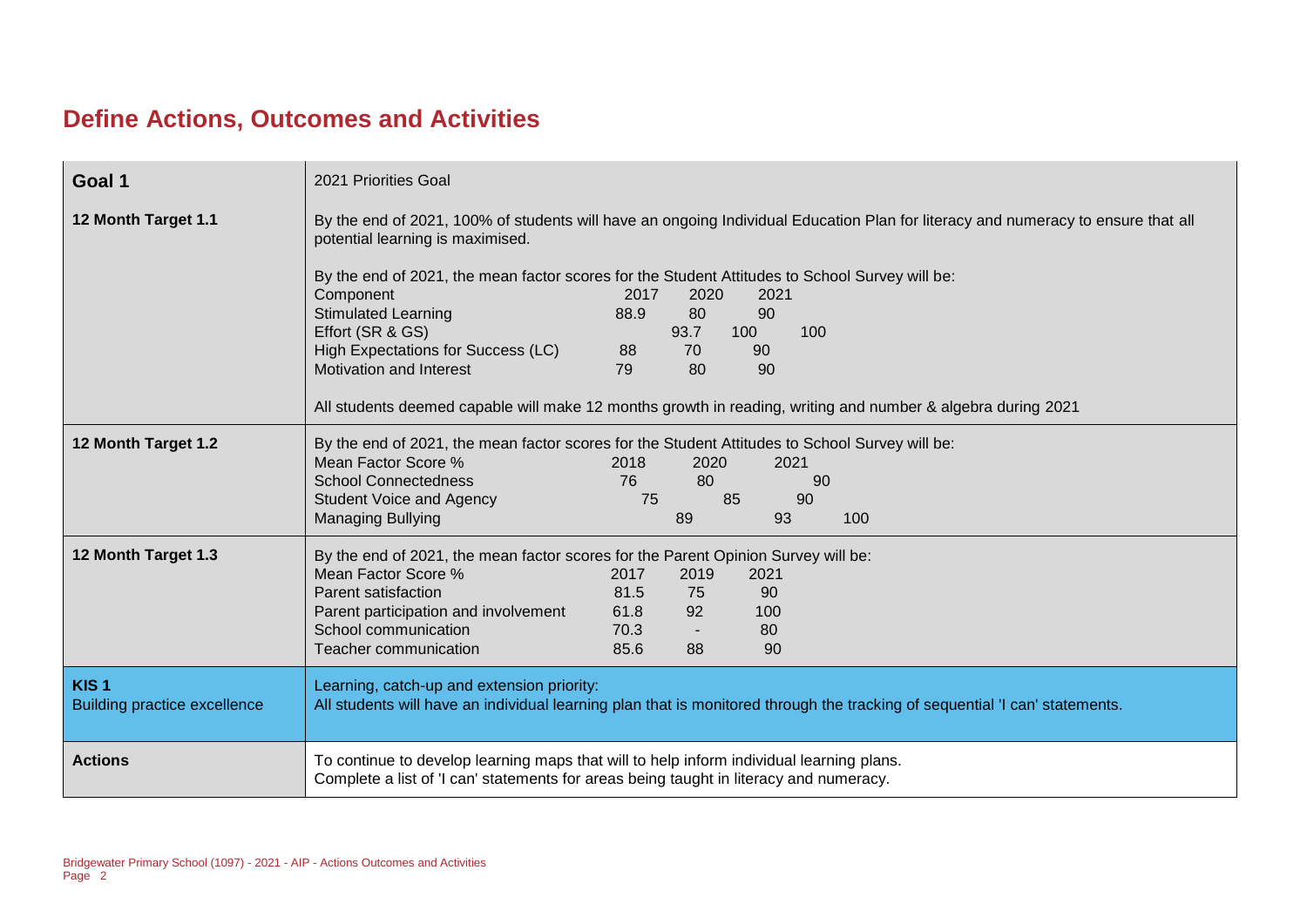# Define Actions, Outcomes and Activities

| | |
|---|---|
| **Goal 1** | 2021 Priorities Goal |
| **12 Month Target 1.1** | By the end of 2021, 100% of students will have an ongoing Individual Education Plan for literacy and numeracy to ensure that all potential learning is maximised.<br><br>By the end of 2021, the mean factor scores for the Student Attitudes to School Survey will be:<br>Component 2017 2020 2021<br>Stimulated Learning 88.9 80 90<br>Effort (SR & GS) 93.7 100 100<br>High Expectations for Success (LC) 88 70 90<br>Motivation and Interest 79 80 90<br><br>All students deemed capable will make 12 months growth in reading, writing and number & algebra during 2021 |
| **12 Month Target 1.2** | By the end of 2021, the mean factor scores for the Student Attitudes to School Survey will be:<br>Mean Factor Score % 2018 2020 2021<br>School Connectedness 76 80 90<br>Student Voice and Agency 75 85 90<br>Managing Bullying 89 93 100 |
| **12 Month Target 1.3** | By the end of 2021, the mean factor scores for the Parent Opinion Survey will be:<br>Mean Factor Score % 2017 2019 2021<br>Parent satisfaction 81.5 75 90<br>Parent participation and involvement 61.8 92 100<br>School communication 70.3 - 80<br>Teacher communication 85.6 88 90 |
| **KIS 1**<br>Building practice excellence | Learning, catch-up and extension priority:<br>All students will have an individual learning plan that is monitored through the tracking of sequential 'I can' statements. |
| **Actions** | To continue to develop learning maps that will to help inform individual learning plans.<br>Complete a list of 'I can' statements for areas being taught in literacy and numeracy. |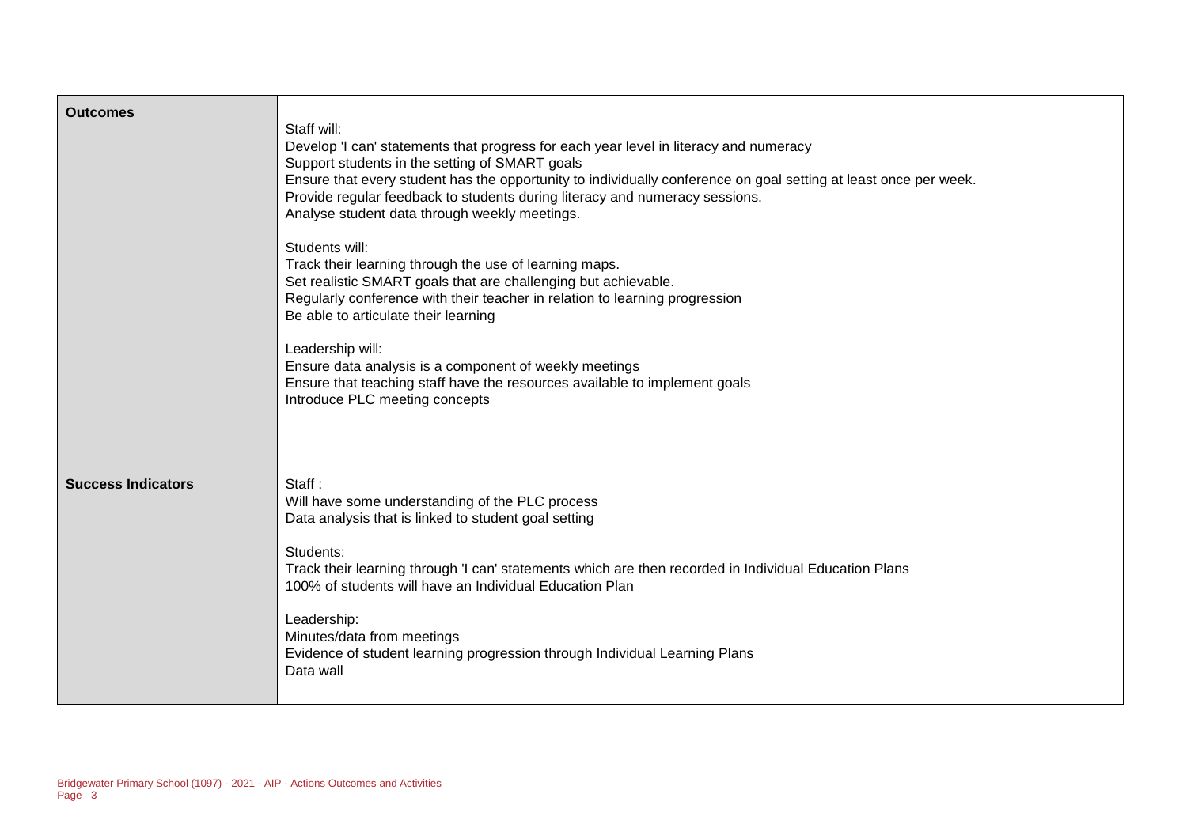| | |
|---|---|
| **Outcomes** | Staff will:<br>Develop 'I can' statements that progress for each year level in literacy and numeracy<br>Support students in the setting of SMART goals<br>Ensure that every student has the opportunity to individually conference on goal setting at least once per week.<br>Provide regular feedback to students during literacy and numeracy sessions.<br>Analyse student data through weekly meetings.<br><br>Students will:<br>Track their learning through the use of learning maps.<br>Set realistic SMART goals that are challenging but achievable.<br>Regularly conference with their teacher in relation to learning progression<br>Be able to articulate their learning<br><br>Leadership will:<br>Ensure data analysis is a component of weekly meetings<br>Ensure that teaching staff have the resources available to implement goals<br>Introduce PLC meeting concepts |
| **Success Indicators** | Staff :<br>Will have some understanding of the PLC process<br>Data analysis that is linked to student goal setting<br><br>Students:<br>Track their learning through 'I can' statements which are then recorded in Individual Education Plans<br>100% of students will have an Individual Education Plan<br><br>Leadership:<br>Minutes/data from meetings<br>Evidence of student learning progression through Individual Learning Plans<br>Data wall |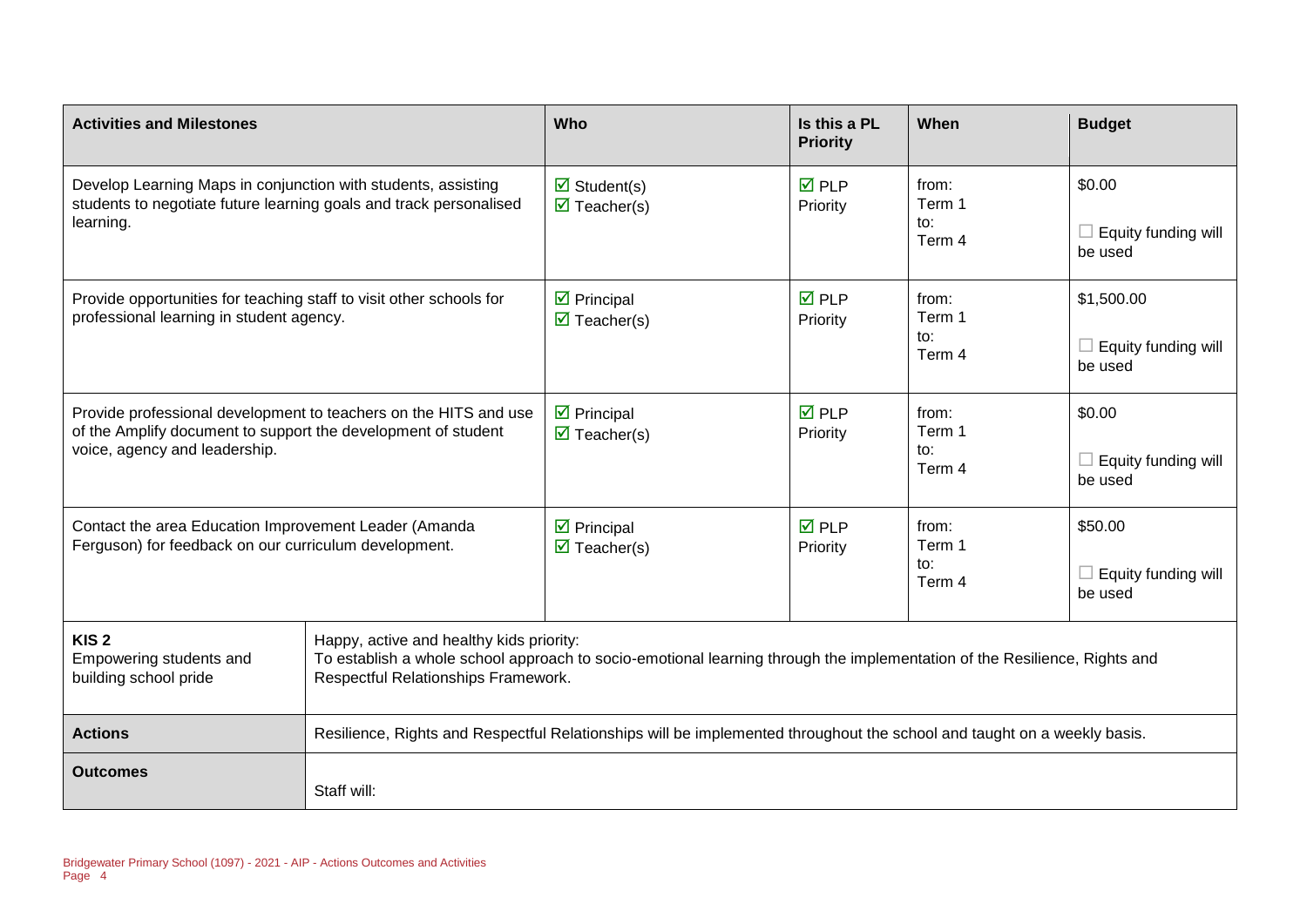| Activities and Milestones | Who | Is this a PL Priority | When | Budget |
|---|---|---|---|---|
| Develop Learning Maps in conjunction with students, assisting students to negotiate future learning goals and track personalised learning. | ☑ Student(s)<br>☑ Teacher(s) | ☑ PLP Priority | from:<br>Term 1<br>to:<br>Term 4 | $0.00<br><br>☐ Equity funding will be used |
| Provide opportunities for teaching staff to visit other schools for professional learning in student agency. | ☑ Principal<br>☑ Teacher(s) | ☑ PLP Priority | from:<br>Term 1<br>to:<br>Term 4 | $1,500.00<br><br>☐ Equity funding will be used |
| Provide professional development to teachers on the HITS and use of the Amplify document to support the development of student voice, agency and leadership. | ☑ Principal<br>☑ Teacher(s) | ☑ PLP Priority | from:<br>Term 1<br>to:<br>Term 4 | $0.00<br><br>☐ Equity funding will be used |
| Contact the area Education Improvement Leader (Amanda Ferguson) for feedback on our curriculum development. | ☑ Principal<br>☑ Teacher(s) | ☑ PLP Priority | from:<br>Term 1<br>to:<br>Term 4 | $50.00<br><br>☐ Equity funding will be used |

| | |
|---|---|
| **KIS 2**<br>Empowering students and building school pride | Happy, active and healthy kids priority:<br>To establish a whole school approach to socio-emotional learning through the implementation of the Resilience, Rights and Respectful Relationships Framework. |
| **Actions** | Resilience, Rights and Respectful Relationships will be implemented throughout the school and taught on a weekly basis. |
| **Outcomes** | Staff will: |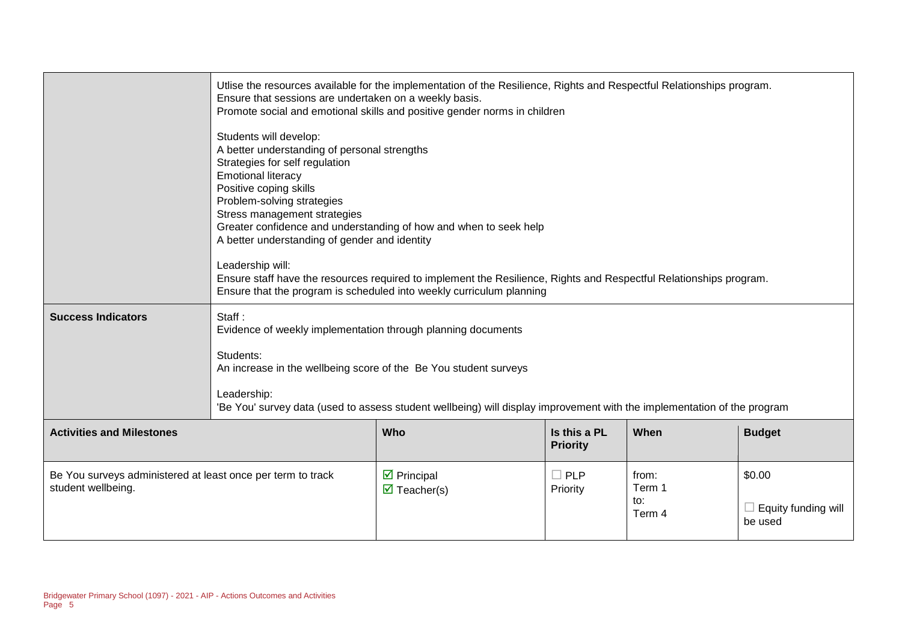| | | | | | |
|---|---|---|---|---|---|
| | Utlise the resources available for the implementation of the Resilience, Rights and Respectful Relationships program.<br>Ensure that sessions are undertaken on a weekly basis.<br>Promote social and emotional skills and positive gender norms in children<br><br>Students will develop:<br>A better understanding of personal strengths<br>Strategies for self regulation<br>Emotional literacy<br>Positive coping skills<br>Problem-solving strategies<br>Stress management strategies<br>Greater confidence and understanding of how and when to seek help<br>A better understanding of gender and identity<br><br>Leadership will:<br>Ensure staff have the resources required to implement the Resilience, Rights and Respectful Relationships program.<br>Ensure that the program is scheduled into weekly curriculum planning | | | | |
| **Success Indicators** | Staff :<br>Evidence of weekly implementation through planning documents<br><br>Students:<br>An increase in the wellbeing score of the Be You student surveys<br><br>Leadership:<br>'Be You' survey data (used to assess student wellbeing) will display improvement with the implementation of the program | | | | |
| **Activities and Milestones** | | **Who** | **Is this a PL Priority** | **When** | **Budget** |
| Be You surveys administered at least once per term to track student wellbeing. | | ☑ Principal<br>☑ Teacher(s) | ☐ PLP Priority | from: Term 1<br>to: Term 4 | $0.00<br><br>☐ Equity funding will be used |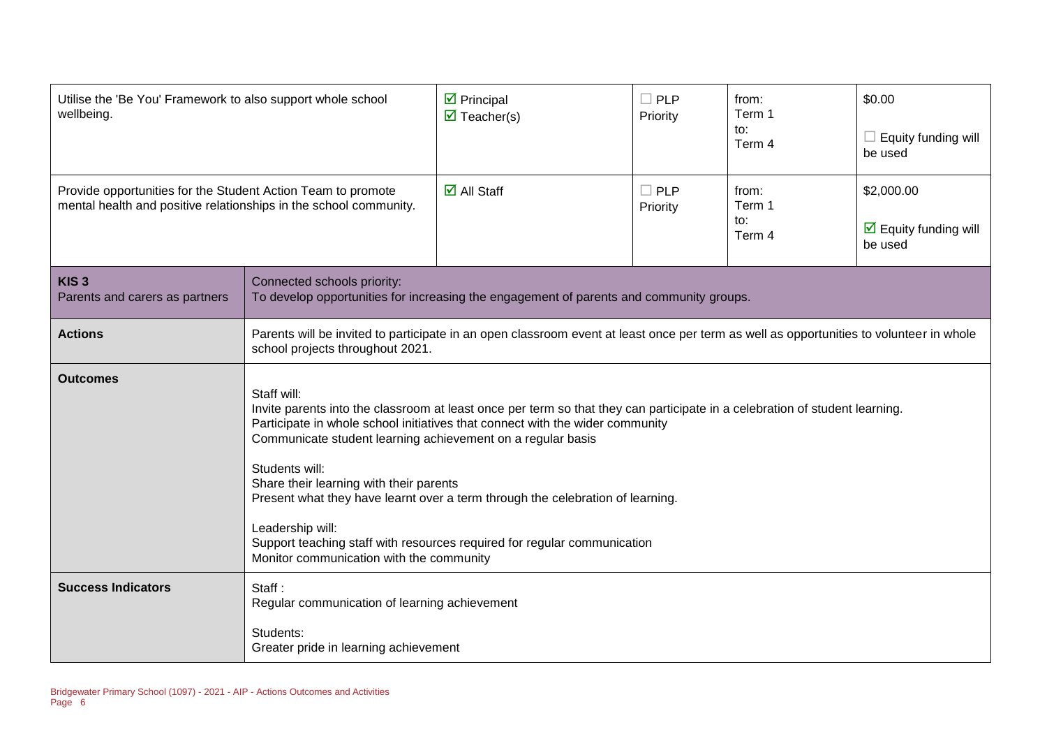| | | | | |
|---|---|---|---|---|
| Utilise the 'Be You' Framework to also support whole school wellbeing. | ☑ Principal<br>☑ Teacher(s) | ☐ PLP Priority | from:<br>Term 1<br>to:<br>Term 4 | $0.00<br><br>☐ Equity funding will be used |
| Provide opportunities for the Student Action Team to promote mental health and positive relationships in the school community. | ☑ All Staff | ☐ PLP Priority | from:<br>Term 1<br>to:<br>Term 4 | $2,000.00<br><br>☑ Equity funding will be used |

| | |
|---|---|
| **KIS 3**<br>Parents and carers as partners | Connected schools priority:<br>To develop opportunities for increasing the engagement of parents and community groups. |
| **Actions** | Parents will be invited to participate in an open classroom event at least once per term as well as opportunities to volunteer in whole school projects throughout 2021. |
| **Outcomes** | Staff will:<br>Invite parents into the classroom at least once per term so that they can participate in a celebration of student learning.<br>Participate in whole school initiatives that connect with the wider community<br>Communicate student learning achievement on a regular basis<br><br>Students will:<br>Share their learning with their parents<br>Present what they have learnt over a term through the celebration of learning.<br><br>Leadership will:<br>Support teaching staff with resources required for regular communication<br>Monitor communication with the community |
| **Success Indicators** | Staff :<br>Regular communication of learning achievement<br><br>Students:<br>Greater pride in learning achievement |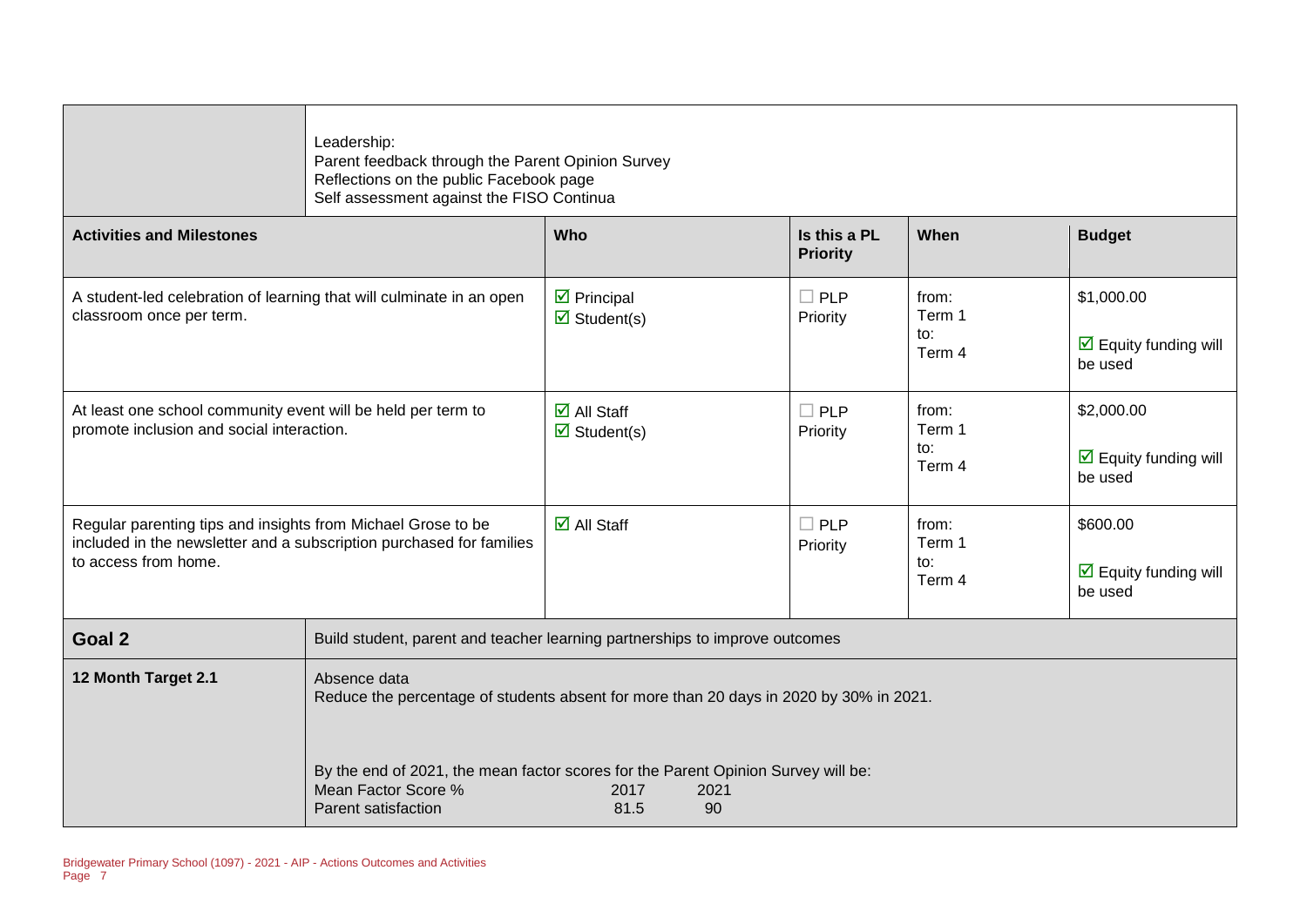| | Leadership:<br>Parent feedback through the Parent Opinion Survey<br>Reflections on the public Facebook page<br>Self assessment against the FISO Continua | | | | |
|---|---|---|---|---|---|
| **Activities and Milestones** | | **Who** | **Is this a PL Priority** | **When** | **Budget** |
| A student-led celebration of learning that will culminate in an open classroom once per term. | | ☑ Principal<br>☑ Student(s) | ☐ PLP Priority | from: Term 1<br>to: Term 4 | $1,000.00<br>☑ Equity funding will be used |
| At least one school community event will be held per term to promote inclusion and social interaction. | | ☑ All Staff<br>☑ Student(s) | ☐ PLP Priority | from: Term 1<br>to: Term 4 | $2,000.00<br>☑ Equity funding will be used |
| Regular parenting tips and insights from Michael Grose to be included in the newsletter and a subscription purchased for families to access from home. | | ☑ All Staff | ☐ PLP Priority | from: Term 1<br>to: Term 4 | $600.00<br>☑ Equity funding will be used |
| **Goal 2** | Build student, parent and teacher learning partnerships to improve outcomes | | | | |
| **12 Month Target 2.1** | Absence data<br>Reduce the percentage of students absent for more than 20 days in 2020 by 30% in 2021.<br><br>By the end of 2021, the mean factor scores for the Parent Opinion Survey will be:<br>Mean Factor Score % — 2017 — 2021<br>Parent satisfaction — 81.5 — 90 | | | | |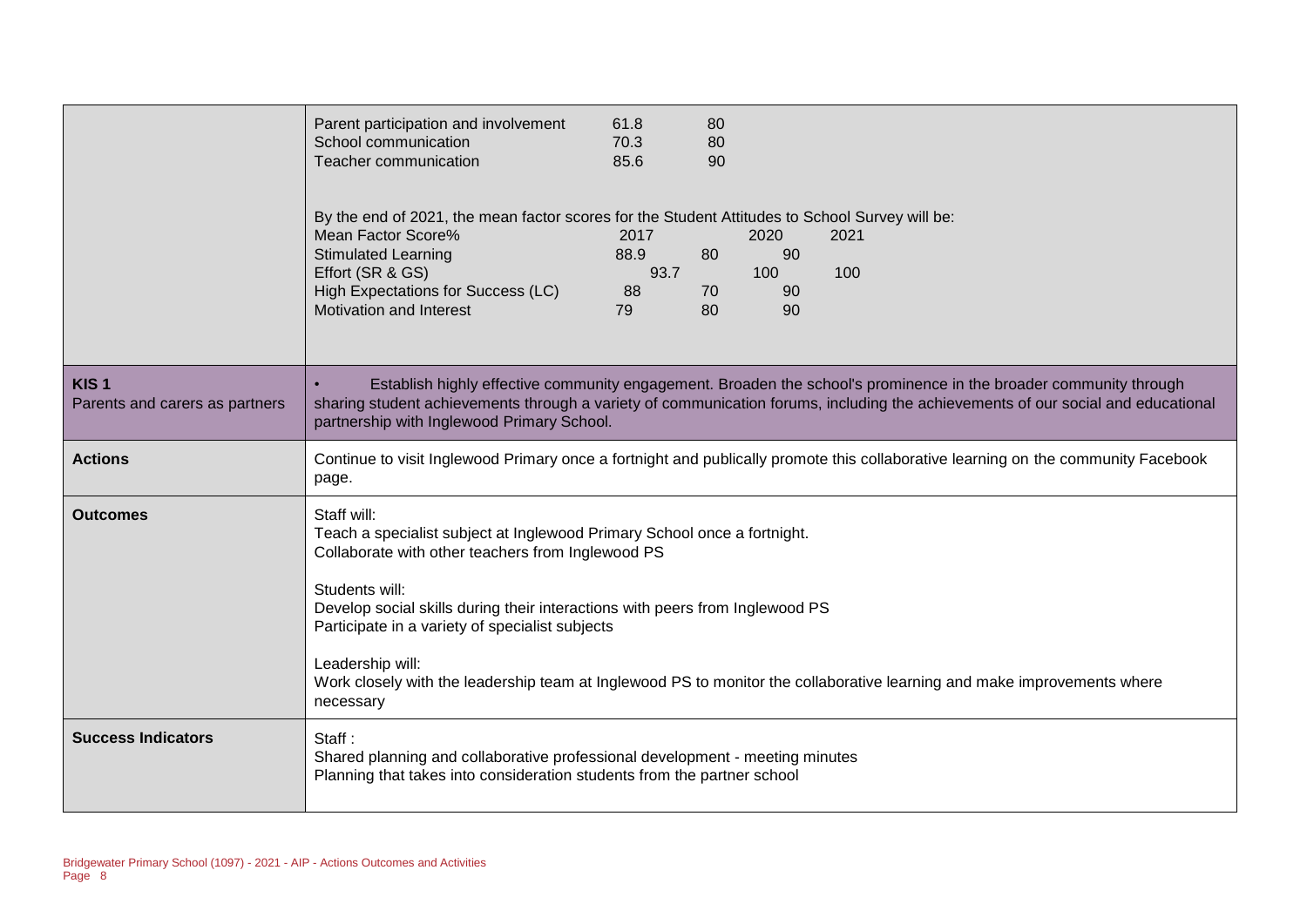| | |
|---|---|
| | Parent participation and involvement 61.8 80<br>School communication 70.3 80<br>Teacher communication 85.6 90<br><br>By the end of 2021, the mean factor scores for the Student Attitudes to School Survey will be:<br>Mean Factor Score% 2017 2020 2021<br>Stimulated Learning 88.9 80 90<br>Effort (SR & GS) 93.7 100 100<br>High Expectations for Success (LC) 88 70 90<br>Motivation and Interest 79 80 90 |
| **KIS 1**<br>Parents and carers as partners | • Establish highly effective community engagement. Broaden the school's prominence in the broader community through sharing student achievements through a variety of communication forums, including the achievements of our social and educational partnership with Inglewood Primary School. |
| **Actions** | Continue to visit Inglewood Primary once a fortnight and publically promote this collaborative learning on the community Facebook page. |
| **Outcomes** | Staff will:<br>Teach a specialist subject at Inglewood Primary School once a fortnight.<br>Collaborate with other teachers from Inglewood PS<br><br>Students will:<br>Develop social skills during their interactions with peers from Inglewood PS<br>Participate in a variety of specialist subjects<br><br>Leadership will:<br>Work closely with the leadership team at Inglewood PS to monitor the collaborative learning and make improvements where necessary |
| **Success Indicators** | Staff :<br>Shared planning and collaborative professional development - meeting minutes<br>Planning that takes into consideration students from the partner school |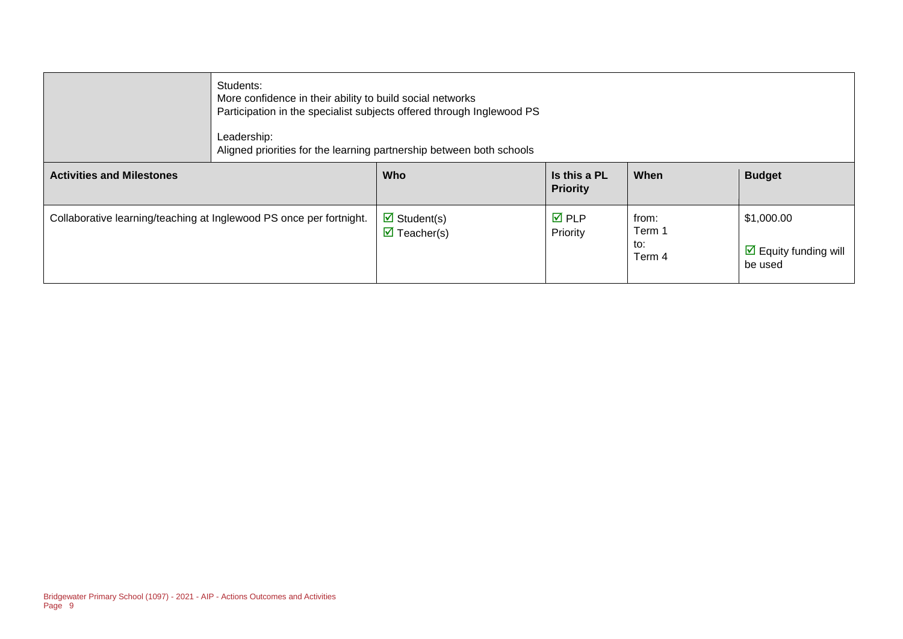| | Students:<br>More confidence in their ability to build social networks<br>Participation in the specialist subjects offered through Inglewood PS<br><br>Leadership:<br>Aligned priorities for the learning partnership between both schools | | | |
|---|---|---|---|---|
| **Activities and Milestones** | **Who** | **Is this a PL Priority** | **When** | **Budget** |
| Collaborative learning/teaching at Inglewood PS once per fortnight. | ☑ Student(s)<br>☑ Teacher(s) | ☑ PLP Priority | from:<br>Term 1<br>to:<br>Term 4 | $1,000.00<br><br>☑ Equity funding will be used |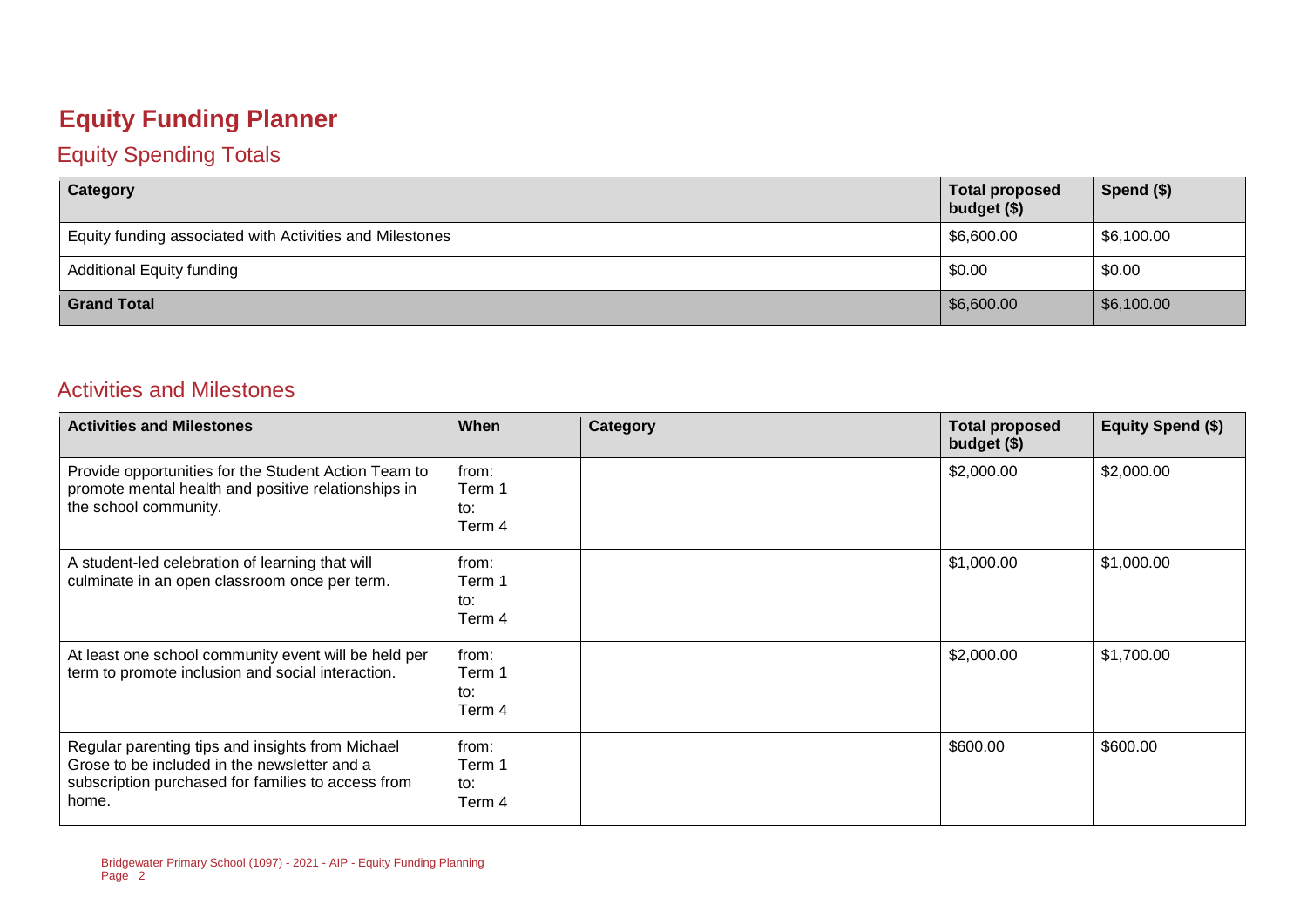# Equity Funding Planner

## Equity Spending Totals

| Category | Total proposed budget ($) | Spend ($) |
|---|---|---|
| Equity funding associated with Activities and Milestones | $6,600.00 | $6,100.00 |
| Additional Equity funding | $0.00 | $0.00 |
| **Grand Total** | $6,600.00 | $6,100.00 |

## Activities and Milestones

| Activities and Milestones | When | Category | Total proposed budget ($) | Equity Spend ($) |
|---|---|---|---|---|
| Provide opportunities for the Student Action Team to promote mental health and positive relationships in the school community. | from: Term 1 to: Term 4 | | $2,000.00 | $2,000.00 |
| A student-led celebration of learning that will culminate in an open classroom once per term. | from: Term 1 to: Term 4 | | $1,000.00 | $1,000.00 |
| At least one school community event will be held per term to promote inclusion and social interaction. | from: Term 1 to: Term 4 | | $2,000.00 | $1,700.00 |
| Regular parenting tips and insights from Michael Grose to be included in the newsletter and a subscription purchased for families to access from home. | from: Term 1 to: Term 4 | | $600.00 | $600.00 |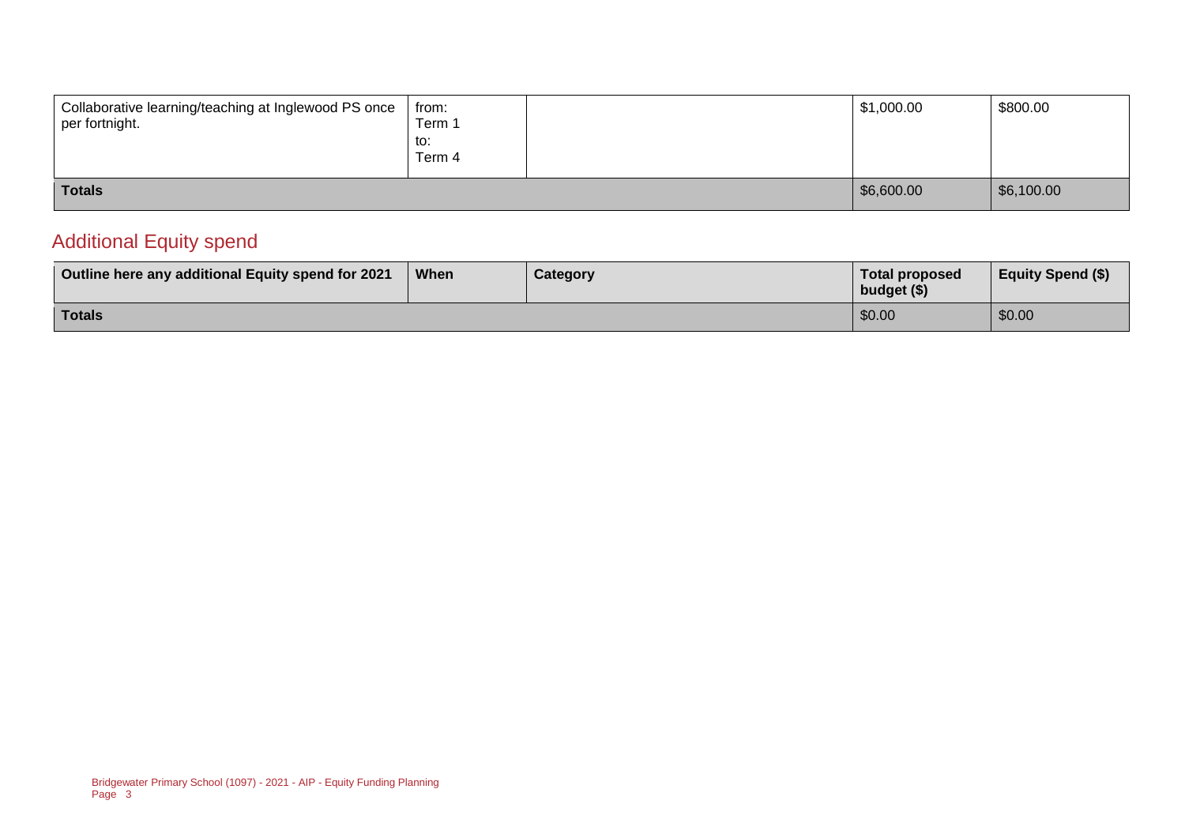| | | | | |
|---|---|---|---|---|
| Collaborative learning/teaching at Inglewood PS once per fortnight. | from: Term 1 to: Term 4 | | $1,000.00 | $800.00 |
| **Totals** | | | $6,600.00 | $6,100.00 |

## Additional Equity spend

| Outline here any additional Equity spend for 2021 | When | Category | Total proposed budget ($) | Equity Spend ($) |
|---|---|---|---|---|
| **Totals** | | | $0.00 | $0.00 |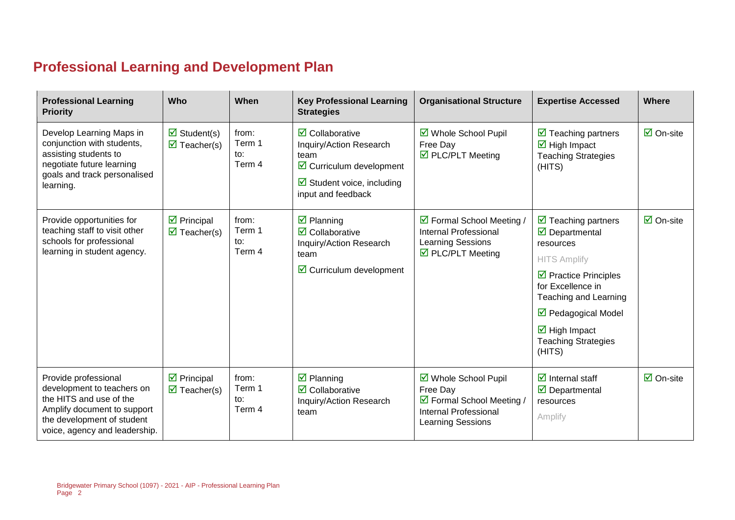## Professional Learning and Development Plan

| Professional Learning Priority | Who | When | Key Professional Learning Strategies | Organisational Structure | Expertise Accessed | Where |
|---|---|---|---|---|---|---|
| Develop Learning Maps in conjunction with students, assisting students to negotiate future learning goals and track personalised learning. | ☑ Student(s)<br>☑ Teacher(s) | from: Term 1<br>to: Term 4 | ☑ Collaborative Inquiry/Action Research team<br>☑ Curriculum development<br>☑ Student voice, including input and feedback | ☑ Whole School Pupil Free Day<br>☑ PLC/PLT Meeting | ☑ Teaching partners<br>☑ High Impact Teaching Strategies (HITS) | ☑ On-site |
| Provide opportunities for teaching staff to visit other schools for professional learning in student agency. | ☑ Principal<br>☑ Teacher(s) | from: Term 1<br>to: Term 4 | ☑ Planning<br>☑ Collaborative Inquiry/Action Research team<br>☑ Curriculum development | ☑ Formal School Meeting / Internal Professional Learning Sessions<br>☑ PLC/PLT Meeting | ☑ Teaching partners<br>☑ Departmental resources<br>HITS Amplify<br>☑ Practice Principles for Excellence in Teaching and Learning<br>☑ Pedagogical Model<br>☑ High Impact Teaching Strategies (HITS) | ☑ On-site |
| Provide professional development to teachers on the HITS and use of the Amplify document to support the development of student voice, agency and leadership. | ☑ Principal<br>☑ Teacher(s) | from: Term 1<br>to: Term 4 | ☑ Planning<br>☑ Collaborative Inquiry/Action Research team | ☑ Whole School Pupil Free Day<br>☑ Formal School Meeting / Internal Professional Learning Sessions | ☑ Internal staff<br>☑ Departmental resources<br>Amplify | ☑ On-site |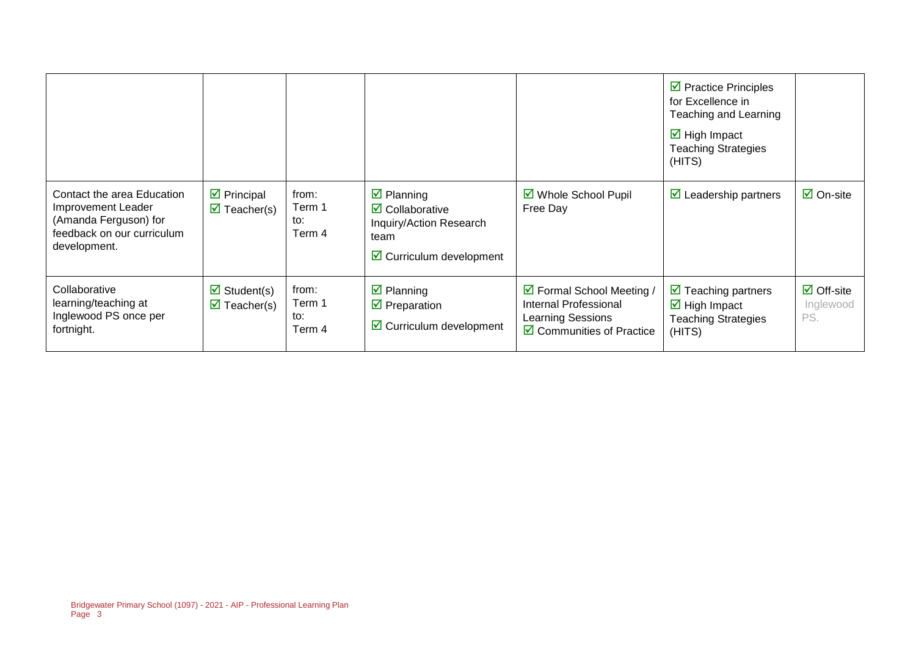| | | | | | | |
|---|---|---|---|---|---|---|
| | | | | | ☑ Practice Principles for Excellence in Teaching and Learning<br>☑ High Impact Teaching Strategies (HITS) | |
| Contact the area Education Improvement Leader (Amanda Ferguson) for feedback on our curriculum development. | ☑ Principal<br>☑ Teacher(s) | from: Term 1 to: Term 4 | ☑ Planning<br>☑ Collaborative Inquiry/Action Research team<br>☑ Curriculum development | ☑ Whole School Pupil Free Day | ☑ Leadership partners | ☑ On-site |
| Collaborative learning/teaching at Inglewood PS once per fortnight. | ☑ Student(s)<br>☑ Teacher(s) | from: Term 1 to: Term 4 | ☑ Planning<br>☑ Preparation<br>☑ Curriculum development | ☑ Formal School Meeting / Internal Professional Learning Sessions<br>☑ Communities of Practice | ☑ Teaching partners<br>☑ High Impact Teaching Strategies (HITS) | ☑ Off-site Inglewood PS. |